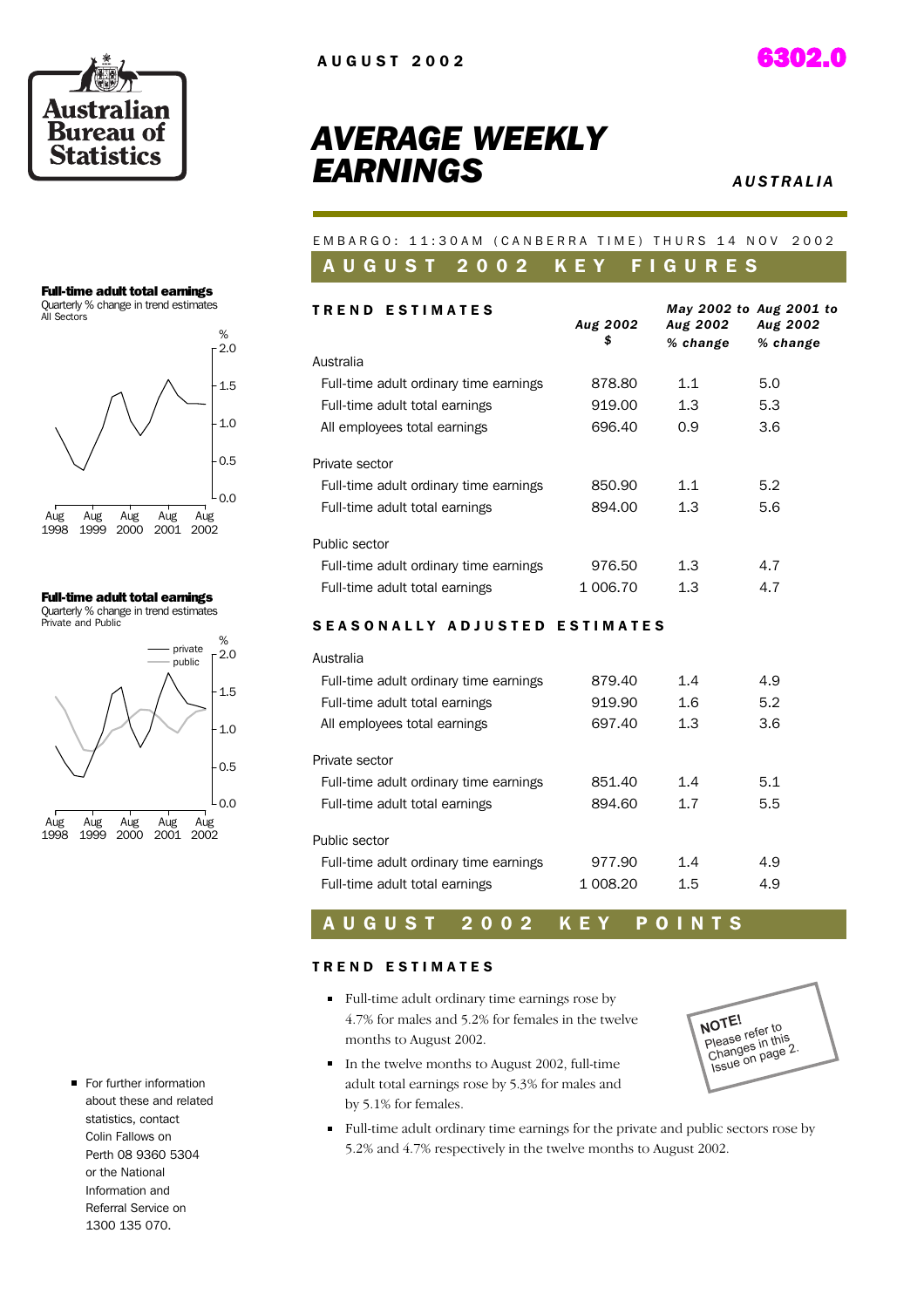Australian Bureau of Statistics

AUGUST 2002

6302.0

# AVERAGE WEEKLY EARNINGS

AUSTRALIA

EMBARGO: 11:30AM (CANBERRA TIME) THURS 14 NOV 2002

## AUGUST 2002 KEY FIGURES

| TREND ESTIMATES | Aug 2002 $ | May 2002 to Aug 2002 % change | Aug 2001 to Aug 2002 % change |
|---|---|---|---|
| **Australia** | | | |
| Full-time adult ordinary time earnings | 878.80 | 1.1 | 5.0 |
| Full-time adult total earnings | 919.00 | 1.3 | 5.3 |
| All employees total earnings | 696.40 | 0.9 | 3.6 |
| **Private sector** | | | |
| Full-time adult ordinary time earnings | 850.90 | 1.1 | 5.2 |
| Full-time adult total earnings | 894.00 | 1.3 | 5.6 |
| **Public sector** | | | |
| Full-time adult ordinary time earnings | 976.50 | 1.3 | 4.7 |
| Full-time adult total earnings | 1 006.70 | 1.3 | 4.7 |
| **SEASONALLY ADJUSTED ESTIMATES** | | | |
| **Australia** | | | |
| Full-time adult ordinary time earnings | 879.40 | 1.4 | 4.9 |
| Full-time adult total earnings | 919.90 | 1.6 | 5.2 |
| All employees total earnings | 697.40 | 1.3 | 3.6 |
| **Private sector** | | | |
| Full-time adult ordinary time earnings | 851.40 | 1.4 | 5.1 |
| Full-time adult total earnings | 894.60 | 1.7 | 5.5 |
| **Public sector** | | | |
| Full-time adult ordinary time earnings | 977.90 | 1.4 | 4.9 |
| Full-time adult total earnings | 1 008.20 | 1.5 | 4.9 |

**Full-time adult total earnings**
Quarterly % change in trend estimates
All Sectors

**Full-time adult total earnings**
Quarterly % change in trend estimates
Private and Public

## AUGUST 2002 KEY POINTS

### TREND ESTIMATES

- Full-time adult ordinary time earnings rose by 4.7% for males and 5.2% for females in the twelve months to August 2002.
- In the twelve months to August 2002, full-time adult total earnings rose by 5.3% for males and by 5.1% for females.
- Full-time adult ordinary time earnings for the private and public sectors rose by 5.2% and 4.7% respectively in the twelve months to August 2002.

**NOTE!** Please refer to Changes in this Issue on page 2.

- For further information about these and related statistics, contact Colin Fallows on Perth 08 9360 5304 or the National Information and Referral Service on 1300 135 070.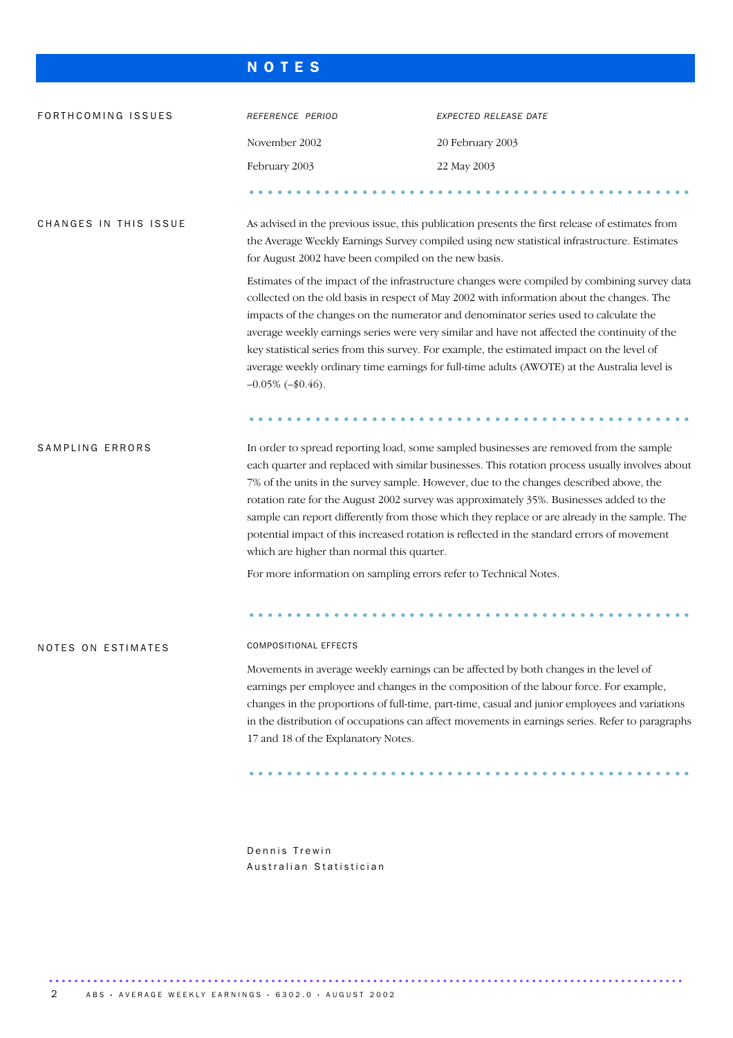# NOTES

## FORTHCOMING ISSUES

| *REFERENCE PERIOD* | *EXPECTED RELEASE DATE* |
| --- | --- |
| November 2002 | 20 February 2003 |
| February 2003 | 22 May 2003 |

## CHANGES IN THIS ISSUE

As advised in the previous issue, this publication presents the first release of estimates from the Average Weekly Earnings Survey compiled using new statistical infrastructure. Estimates for August 2002 have been compiled on the new basis.

Estimates of the impact of the infrastructure changes were compiled by combining survey data collected on the old basis in respect of May 2002 with information about the changes. The impacts of the changes on the numerator and denominator series used to calculate the average weekly earnings series were very similar and have not affected the continuity of the key statistical series from this survey. For example, the estimated impact on the level of average weekly ordinary time earnings for full-time adults (AWOTE) at the Australia level is –0.05% (–$0.46).

## SAMPLING ERRORS

In order to spread reporting load, some sampled businesses are removed from the sample each quarter and replaced with similar businesses. This rotation process usually involves about 7% of the units in the survey sample. However, due to the changes described above, the rotation rate for the August 2002 survey was approximately 35%. Businesses added to the sample can report differently from those which they replace or are already in the sample. The potential impact of this increased rotation is reflected in the standard errors of movement which are higher than normal this quarter.

For more information on sampling errors refer to Technical Notes.

## NOTES ON ESTIMATES

### COMPOSITIONAL EFFECTS

Movements in average weekly earnings can be affected by both changes in the level of earnings per employee and changes in the composition of the labour force. For example, changes in the proportions of full-time, part-time, casual and junior employees and variations in the distribution of occupations can affect movements in earnings series. Refer to paragraphs 17 and 18 of the Explanatory Notes.

Dennis Trewin
Australian Statistician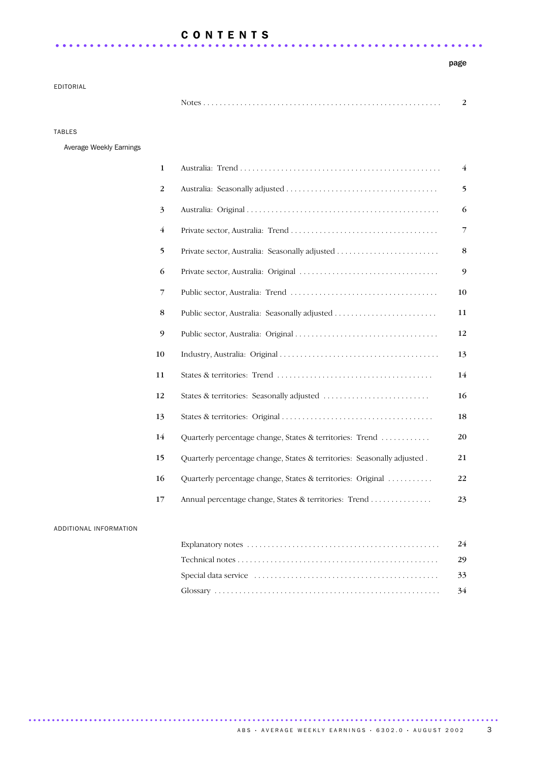# CONTENTS

| | | page |
|---|---|---|
| **EDITORIAL** | | |
| | Notes | 2 |
| **TABLES** | | |
| *Average Weekly Earnings* | | |
| 1 | Australia: Trend | 4 |
| 2 | Australia: Seasonally adjusted | 5 |
| 3 | Australia: Original | 6 |
| 4 | Private sector, Australia: Trend | 7 |
| 5 | Private sector, Australia: Seasonally adjusted | 8 |
| 6 | Private sector, Australia: Original | 9 |
| 7 | Public sector, Australia: Trend | 10 |
| 8 | Public sector, Australia: Seasonally adjusted | 11 |
| 9 | Public sector, Australia: Original | 12 |
| 10 | Industry, Australia: Original | 13 |
| 11 | States & territories: Trend | 14 |
| 12 | States & territories: Seasonally adjusted | 16 |
| 13 | States & territories: Original | 18 |
| 14 | Quarterly percentage change, States & territories: Trend | 20 |
| 15 | Quarterly percentage change, States & territories: Seasonally adjusted | 21 |
| 16 | Quarterly percentage change, States & territories: Original | 22 |
| 17 | Annual percentage change, States & territories: Trend | 23 |
| **ADDITIONAL INFORMATION** | | |
| | Explanatory notes | 24 |
| | Technical notes | 29 |
| | Special data service | 33 |
| | Glossary | 34 |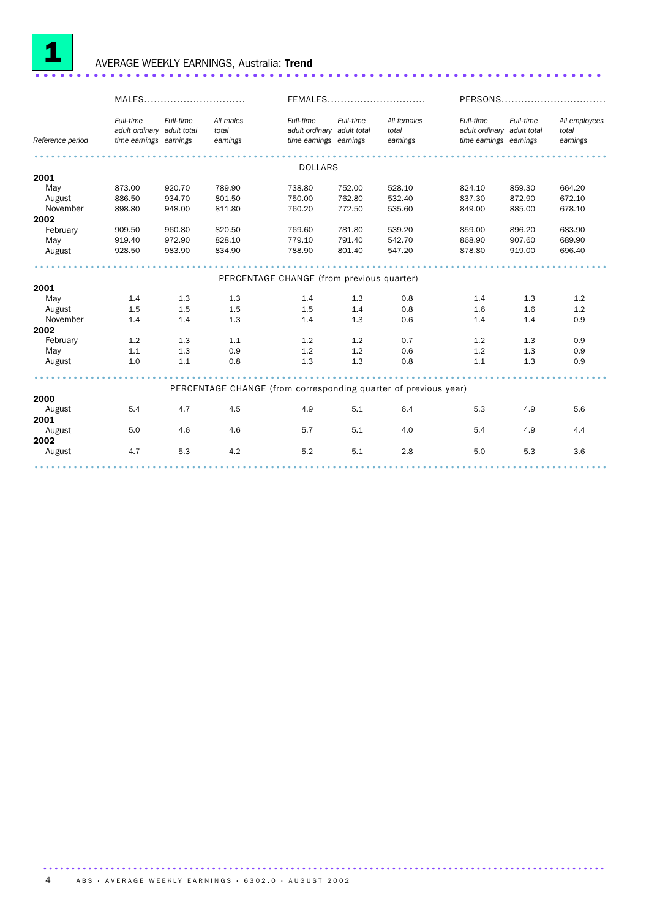# 1 AVERAGE WEEKLY EARNINGS, Australia: **Trend**

| | MALES | | | FEMALES | | | PERSONS | | |
|---|---|---|---|---|---|---|---|---|---|
| Reference period | *Full-time adult ordinary time earnings* | *Full-time adult total earnings* | *All males total earnings* | *Full-time adult ordinary time earnings* | *Full-time adult total earnings* | *All females total earnings* | *Full-time adult ordinary time earnings* | *Full-time adult total earnings* | *All employees total earnings* |
| | | | | | DOLLARS | | | | |
| **2001** | | | | | | | | | |
| May | 873.00 | 920.70 | 789.90 | 738.80 | 752.00 | 528.10 | 824.10 | 859.30 | 664.20 |
| August | 886.50 | 934.70 | 801.50 | 750.00 | 762.80 | 532.40 | 837.30 | 872.90 | 672.10 |
| November | 898.80 | 948.00 | 811.80 | 760.20 | 772.50 | 535.60 | 849.00 | 885.00 | 678.10 |
| **2002** | | | | | | | | | |
| February | 909.50 | 960.80 | 820.50 | 769.60 | 781.80 | 539.20 | 859.00 | 896.20 | 683.90 |
| May | 919.40 | 972.90 | 828.10 | 779.10 | 791.40 | 542.70 | 868.90 | 907.60 | 689.90 |
| August | 928.50 | 983.90 | 834.90 | 788.90 | 801.40 | 547.20 | 878.80 | 919.00 | 696.40 |
| | | | | PERCENTAGE CHANGE (from previous quarter) | | | | | |
| **2001** | | | | | | | | | |
| May | 1.4 | 1.3 | 1.3 | 1.4 | 1.3 | 0.8 | 1.4 | 1.3 | 1.2 |
| August | 1.5 | 1.5 | 1.5 | 1.5 | 1.4 | 0.8 | 1.6 | 1.6 | 1.2 |
| November | 1.4 | 1.4 | 1.3 | 1.4 | 1.3 | 0.6 | 1.4 | 1.4 | 0.9 |
| **2002** | | | | | | | | | |
| February | 1.2 | 1.3 | 1.1 | 1.2 | 1.2 | 0.7 | 1.2 | 1.3 | 0.9 |
| May | 1.1 | 1.3 | 0.9 | 1.2 | 1.2 | 0.6 | 1.2 | 1.3 | 0.9 |
| August | 1.0 | 1.1 | 0.8 | 1.3 | 1.3 | 0.8 | 1.1 | 1.3 | 0.9 |
| | | | | PERCENTAGE CHANGE (from corresponding quarter of previous year) | | | | | |
| **2000** | | | | | | | | | |
| August | 5.4 | 4.7 | 4.5 | 4.9 | 5.1 | 6.4 | 5.3 | 4.9 | 5.6 |
| **2001** | | | | | | | | | |
| August | 5.0 | 4.6 | 4.6 | 5.7 | 5.1 | 4.0 | 5.4 | 4.9 | 4.4 |
| **2002** | | | | | | | | | |
| August | 4.7 | 5.3 | 4.2 | 5.2 | 5.1 | 2.8 | 5.0 | 5.3 | 3.6 |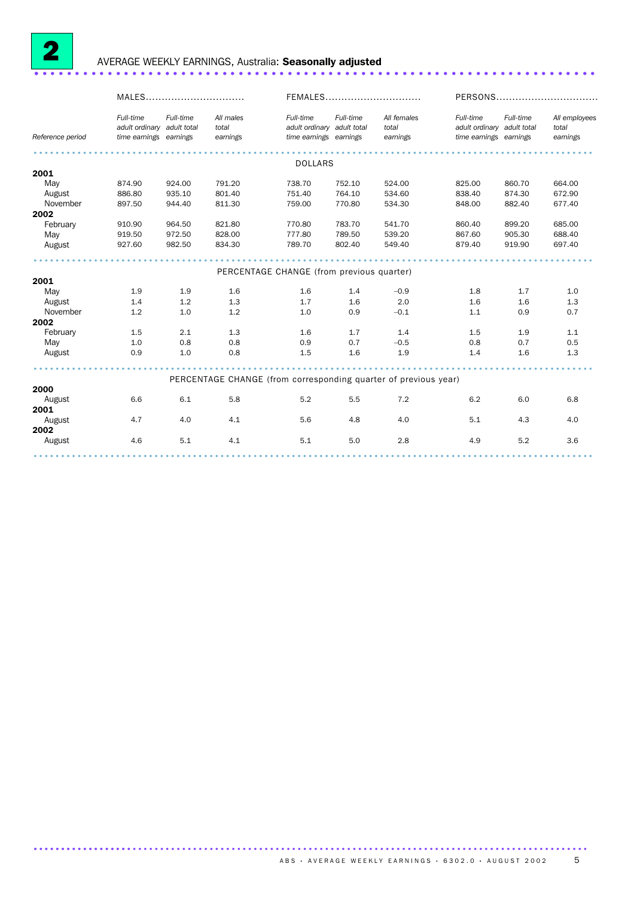## 2 AVERAGE WEEKLY EARNINGS, Australia: **Seasonally adjusted**

| | MALES | | | FEMALES | | | PERSONS | | |
|---|---|---|---|---|---|---|---|---|---|
| Reference period | *Full-time adult ordinary time earnings* | *Full-time adult total earnings* | *All males total earnings* | *Full-time adult ordinary time earnings* | *Full-time adult total earnings* | *All females total earnings* | *Full-time adult ordinary time earnings* | *Full-time adult total earnings* | *All employees total earnings* |
| | | | | | DOLLARS | | | | |
| **2001** | | | | | | | | | |
| May | 874.90 | 924.00 | 791.20 | 738.70 | 752.10 | 524.00 | 825.00 | 860.70 | 664.00 |
| August | 886.80 | 935.10 | 801.40 | 751.40 | 764.10 | 534.60 | 838.40 | 874.30 | 672.90 |
| November | 897.50 | 944.40 | 811.30 | 759.00 | 770.80 | 534.30 | 848.00 | 882.40 | 677.40 |
| **2002** | | | | | | | | | |
| February | 910.90 | 964.50 | 821.80 | 770.80 | 783.70 | 541.70 | 860.40 | 899.20 | 685.00 |
| May | 919.50 | 972.50 | 828.00 | 777.80 | 789.50 | 539.20 | 867.60 | 905.30 | 688.40 |
| August | 927.60 | 982.50 | 834.30 | 789.70 | 802.40 | 549.40 | 879.40 | 919.90 | 697.40 |
| | | | | PERCENTAGE CHANGE (from previous quarter) | | | | | |
| **2001** | | | | | | | | | |
| May | 1.9 | 1.9 | 1.6 | 1.6 | 1.4 | –0.9 | 1.8 | 1.7 | 1.0 |
| August | 1.4 | 1.2 | 1.3 | 1.7 | 1.6 | 2.0 | 1.6 | 1.6 | 1.3 |
| November | 1.2 | 1.0 | 1.2 | 1.0 | 0.9 | –0.1 | 1.1 | 0.9 | 0.7 |
| **2002** | | | | | | | | | |
| February | 1.5 | 2.1 | 1.3 | 1.6 | 1.7 | 1.4 | 1.5 | 1.9 | 1.1 |
| May | 1.0 | 0.8 | 0.8 | 0.9 | 0.7 | –0.5 | 0.8 | 0.7 | 0.5 |
| August | 0.9 | 1.0 | 0.8 | 1.5 | 1.6 | 1.9 | 1.4 | 1.6 | 1.3 |
| | | | | PERCENTAGE CHANGE (from corresponding quarter of previous year) | | | | | |
| **2000** | | | | | | | | | |
| August | 6.6 | 6.1 | 5.8 | 5.2 | 5.5 | 7.2 | 6.2 | 6.0 | 6.8 |
| **2001** | | | | | | | | | |
| August | 4.7 | 4.0 | 4.1 | 5.6 | 4.8 | 4.0 | 5.1 | 4.3 | 4.0 |
| **2002** | | | | | | | | | |
| August | 4.6 | 5.1 | 4.1 | 5.1 | 5.0 | 2.8 | 4.9 | 5.2 | 3.6 |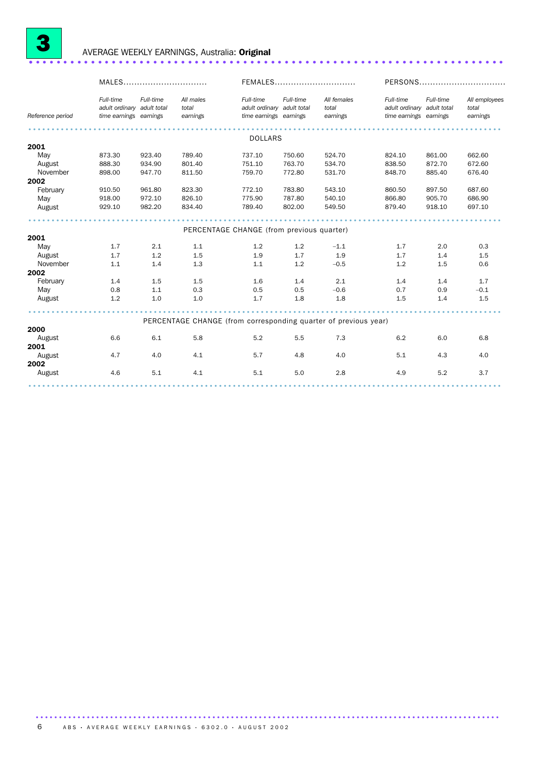# 3 AVERAGE WEEKLY EARNINGS, Australia: **Original**

| Reference period | MALES | | | FEMALES | | | PERSONS | | |
|---|---|---|---|---|---|---|---|---|---|
| | *Full-time adult ordinary time earnings* | *Full-time adult total earnings* | *All males total earnings* | *Full-time adult ordinary time earnings* | *Full-time adult total earnings* | *All females total earnings* | *Full-time adult ordinary time earnings* | *Full-time adult total earnings* | *All employees total earnings* |
| | | | | | DOLLARS | | | | |
| **2001** | | | | | | | | | |
| May | 873.30 | 923.40 | 789.40 | 737.10 | 750.60 | 524.70 | 824.10 | 861.00 | 662.60 |
| August | 888.30 | 934.90 | 801.40 | 751.10 | 763.70 | 534.70 | 838.50 | 872.70 | 672.60 |
| November | 898.00 | 947.70 | 811.50 | 759.70 | 772.80 | 531.70 | 848.70 | 885.40 | 676.40 |
| **2002** | | | | | | | | | |
| February | 910.50 | 961.80 | 823.30 | 772.10 | 783.80 | 543.10 | 860.50 | 897.50 | 687.60 |
| May | 918.00 | 972.10 | 826.10 | 775.90 | 787.80 | 540.10 | 866.80 | 905.70 | 686.90 |
| August | 929.10 | 982.20 | 834.40 | 789.40 | 802.00 | 549.50 | 879.40 | 918.10 | 697.10 |
| | | | | | PERCENTAGE CHANGE (from previous quarter) | | | | |
| **2001** | | | | | | | | | |
| May | 1.7 | 2.1 | 1.1 | 1.2 | 1.2 | –1.1 | 1.7 | 2.0 | 0.3 |
| August | 1.7 | 1.2 | 1.5 | 1.9 | 1.7 | 1.9 | 1.7 | 1.4 | 1.5 |
| November | 1.1 | 1.4 | 1.3 | 1.1 | 1.2 | –0.5 | 1.2 | 1.5 | 0.6 |
| **2002** | | | | | | | | | |
| February | 1.4 | 1.5 | 1.5 | 1.6 | 1.4 | 2.1 | 1.4 | 1.4 | 1.7 |
| May | 0.8 | 1.1 | 0.3 | 0.5 | 0.5 | –0.6 | 0.7 | 0.9 | –0.1 |
| August | 1.2 | 1.0 | 1.0 | 1.7 | 1.8 | 1.8 | 1.5 | 1.4 | 1.5 |
| | | | | | PERCENTAGE CHANGE (from corresponding quarter of previous year) | | | | |
| **2000** | | | | | | | | | |
| August | 6.6 | 6.1 | 5.8 | 5.2 | 5.5 | 7.3 | 6.2 | 6.0 | 6.8 |
| **2001** | | | | | | | | | |
| August | 4.7 | 4.0 | 4.1 | 5.7 | 4.8 | 4.0 | 5.1 | 4.3 | 4.0 |
| **2002** | | | | | | | | | |
| August | 4.6 | 5.1 | 4.1 | 5.1 | 5.0 | 2.8 | 4.9 | 5.2 | 3.7 |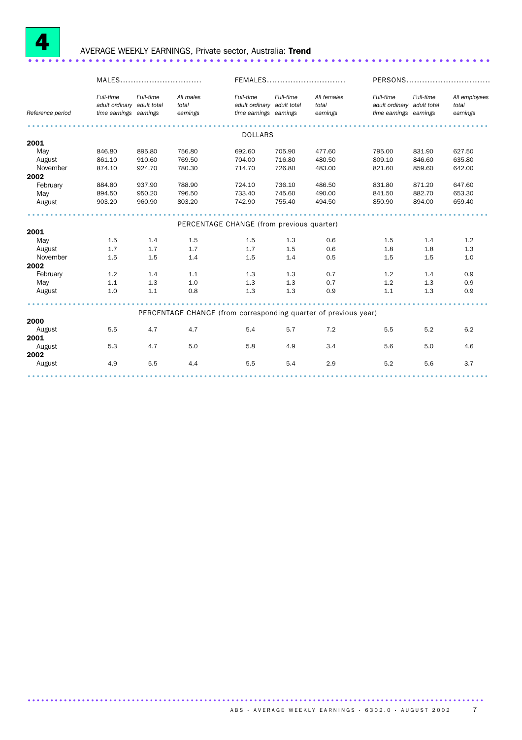# 4 AVERAGE WEEKLY EARNINGS, Private sector, Australia: **Trend**

| | MALES | | | FEMALES | | | PERSONS | | |
|---|---|---|---|---|---|---|---|---|---|
| Reference period | *Full-time adult ordinary time earnings* | *Full-time adult total earnings* | *All males total earnings* | *Full-time adult ordinary time earnings* | *Full-time adult total earnings* | *All females total earnings* | *Full-time adult ordinary time earnings* | *Full-time adult total earnings* | *All employees total earnings* |
| | | | | DOLLARS | | | | | |
| **2001** | | | | | | | | | |
| May | 846.80 | 895.80 | 756.80 | 692.60 | 705.90 | 477.60 | 795.00 | 831.90 | 627.50 |
| August | 861.10 | 910.60 | 769.50 | 704.00 | 716.80 | 480.50 | 809.10 | 846.60 | 635.80 |
| November | 874.10 | 924.70 | 780.30 | 714.70 | 726.80 | 483.00 | 821.60 | 859.60 | 642.00 |
| **2002** | | | | | | | | | |
| February | 884.80 | 937.90 | 788.90 | 724.10 | 736.10 | 486.50 | 831.80 | 871.20 | 647.60 |
| May | 894.50 | 950.20 | 796.50 | 733.40 | 745.60 | 490.00 | 841.50 | 882.70 | 653.30 |
| August | 903.20 | 960.90 | 803.20 | 742.90 | 755.40 | 494.50 | 850.90 | 894.00 | 659.40 |
| | | | | PERCENTAGE CHANGE (from previous quarter) | | | | | |
| **2001** | | | | | | | | | |
| May | 1.5 | 1.4 | 1.5 | 1.5 | 1.3 | 0.6 | 1.5 | 1.4 | 1.2 |
| August | 1.7 | 1.7 | 1.7 | 1.7 | 1.5 | 0.6 | 1.8 | 1.8 | 1.3 |
| November | 1.5 | 1.5 | 1.4 | 1.5 | 1.4 | 0.5 | 1.5 | 1.5 | 1.0 |
| **2002** | | | | | | | | | |
| February | 1.2 | 1.4 | 1.1 | 1.3 | 1.3 | 0.7 | 1.2 | 1.4 | 0.9 |
| May | 1.1 | 1.3 | 1.0 | 1.3 | 1.3 | 0.7 | 1.2 | 1.3 | 0.9 |
| August | 1.0 | 1.1 | 0.8 | 1.3 | 1.3 | 0.9 | 1.1 | 1.3 | 0.9 |
| | | | | PERCENTAGE CHANGE (from corresponding quarter of previous year) | | | | | |
| **2000** | | | | | | | | | |
| August | 5.5 | 4.7 | 4.7 | 5.4 | 5.7 | 7.2 | 5.5 | 5.2 | 6.2 |
| **2001** | | | | | | | | | |
| August | 5.3 | 4.7 | 5.0 | 5.8 | 4.9 | 3.4 | 5.6 | 5.0 | 4.6 |
| **2002** | | | | | | | | | |
| August | 4.9 | 5.5 | 4.4 | 5.5 | 5.4 | 2.9 | 5.2 | 5.6 | 3.7 |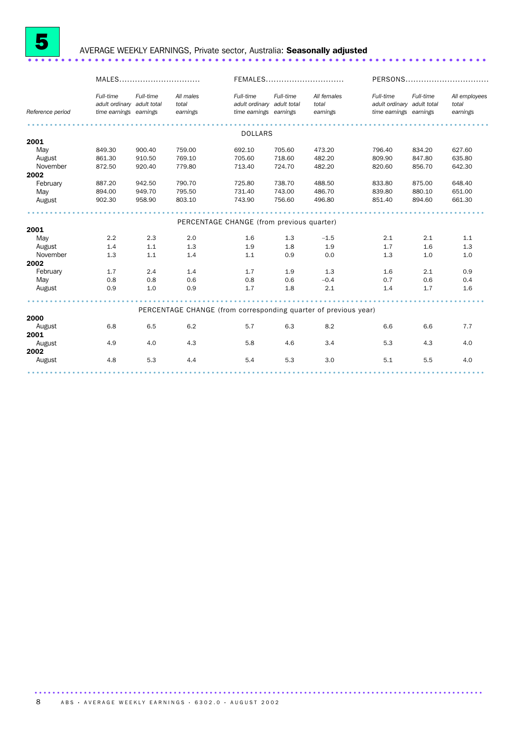# 5 AVERAGE WEEKLY EARNINGS, Private sector, Australia: **Seasonally adjusted**

| | MALES | | | FEMALES | | | PERSONS | | |
|---|---|---|---|---|---|---|---|---|---|
| Reference period | *Full-time adult ordinary time earnings* | *Full-time adult total earnings* | *All males total earnings* | *Full-time adult ordinary time earnings* | *Full-time adult total earnings* | *All females total earnings* | *Full-time adult ordinary time earnings* | *Full-time adult total earnings* | *All employees total earnings* |
| | | | | | DOLLARS | | | | |
| **2001** | | | | | | | | | |
| May | 849.30 | 900.40 | 759.00 | 692.10 | 705.60 | 473.20 | 796.40 | 834.20 | 627.60 |
| August | 861.30 | 910.50 | 769.10 | 705.60 | 718.60 | 482.20 | 809.90 | 847.80 | 635.80 |
| November | 872.50 | 920.40 | 779.80 | 713.40 | 724.70 | 482.20 | 820.60 | 856.70 | 642.30 |
| **2002** | | | | | | | | | |
| February | 887.20 | 942.50 | 790.70 | 725.80 | 738.70 | 488.50 | 833.80 | 875.00 | 648.40 |
| May | 894.00 | 949.70 | 795.50 | 731.40 | 743.00 | 486.70 | 839.80 | 880.10 | 651.00 |
| August | 902.30 | 958.90 | 803.10 | 743.90 | 756.60 | 496.80 | 851.40 | 894.60 | 661.30 |
| | | | | | PERCENTAGE CHANGE (from previous quarter) | | | | |
| **2001** | | | | | | | | | |
| May | 2.2 | 2.3 | 2.0 | 1.6 | 1.3 | –1.5 | 2.1 | 2.1 | 1.1 |
| August | 1.4 | 1.1 | 1.3 | 1.9 | 1.8 | 1.9 | 1.7 | 1.6 | 1.3 |
| November | 1.3 | 1.1 | 1.4 | 1.1 | 0.9 | 0.0 | 1.3 | 1.0 | 1.0 |
| **2002** | | | | | | | | | |
| February | 1.7 | 2.4 | 1.4 | 1.7 | 1.9 | 1.3 | 1.6 | 2.1 | 0.9 |
| May | 0.8 | 0.8 | 0.6 | 0.8 | 0.6 | –0.4 | 0.7 | 0.6 | 0.4 |
| August | 0.9 | 1.0 | 0.9 | 1.7 | 1.8 | 2.1 | 1.4 | 1.7 | 1.6 |
| | | | | | PERCENTAGE CHANGE (from corresponding quarter of previous year) | | | | |
| **2000** | | | | | | | | | |
| August | 6.8 | 6.5 | 6.2 | 5.7 | 6.3 | 8.2 | 6.6 | 6.6 | 7.7 |
| **2001** | | | | | | | | | |
| August | 4.9 | 4.0 | 4.3 | 5.8 | 4.6 | 3.4 | 5.3 | 4.3 | 4.0 |
| **2002** | | | | | | | | | |
| August | 4.8 | 5.3 | 4.4 | 5.4 | 5.3 | 3.0 | 5.1 | 5.5 | 4.0 |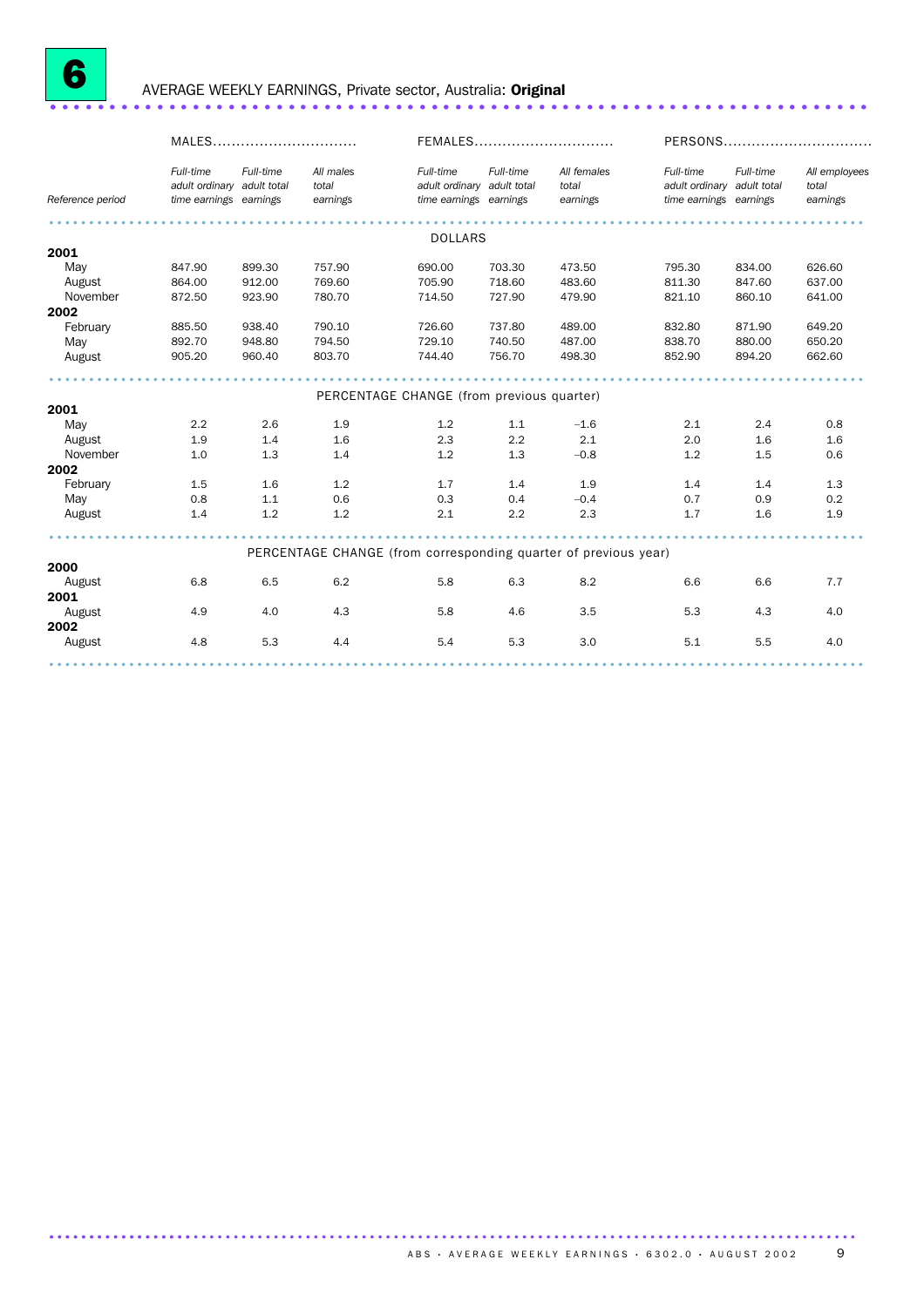# 6 AVERAGE WEEKLY EARNINGS, Private sector, Australia: **Original**

| | MALES | | | FEMALES | | | PERSONS | | |
|---|---|---|---|---|---|---|---|---|---|
| *Reference period* | *Full-time adult ordinary time earnings* | *Full-time adult total earnings* | *All males total earnings* | *Full-time adult ordinary time earnings* | *Full-time adult total earnings* | *All females total earnings* | *Full-time adult ordinary time earnings* | *Full-time adult total earnings* | *All employees total earnings* |
| | | | | DOLLARS | | | | | |
| **2001** | | | | | | | | | |
| May | 847.90 | 899.30 | 757.90 | 690.00 | 703.30 | 473.50 | 795.30 | 834.00 | 626.60 |
| August | 864.00 | 912.00 | 769.60 | 705.90 | 718.60 | 483.60 | 811.30 | 847.60 | 637.00 |
| November | 872.50 | 923.90 | 780.70 | 714.50 | 727.90 | 479.90 | 821.10 | 860.10 | 641.00 |
| **2002** | | | | | | | | | |
| February | 885.50 | 938.40 | 790.10 | 726.60 | 737.80 | 489.00 | 832.80 | 871.90 | 649.20 |
| May | 892.70 | 948.80 | 794.50 | 729.10 | 740.50 | 487.00 | 838.70 | 880.00 | 650.20 |
| August | 905.20 | 960.40 | 803.70 | 744.40 | 756.70 | 498.30 | 852.90 | 894.20 | 662.60 |
| | | | | PERCENTAGE CHANGE (from previous quarter) | | | | | |
| **2001** | | | | | | | | | |
| May | 2.2 | 2.6 | 1.9 | 1.2 | 1.1 | −1.6 | 2.1 | 2.4 | 0.8 |
| August | 1.9 | 1.4 | 1.6 | 2.3 | 2.2 | 2.1 | 2.0 | 1.6 | 1.6 |
| November | 1.0 | 1.3 | 1.4 | 1.2 | 1.3 | −0.8 | 1.2 | 1.5 | 0.6 |
| **2002** | | | | | | | | | |
| February | 1.5 | 1.6 | 1.2 | 1.7 | 1.4 | 1.9 | 1.4 | 1.4 | 1.3 |
| May | 0.8 | 1.1 | 0.6 | 0.3 | 0.4 | −0.4 | 0.7 | 0.9 | 0.2 |
| August | 1.4 | 1.2 | 1.2 | 2.1 | 2.2 | 2.3 | 1.7 | 1.6 | 1.9 |
| | | | | PERCENTAGE CHANGE (from corresponding quarter of previous year) | | | | | |
| **2000** | | | | | | | | | |
| August | 6.8 | 6.5 | 6.2 | 5.8 | 6.3 | 8.2 | 6.6 | 6.6 | 7.7 |
| **2001** | | | | | | | | | |
| August | 4.9 | 4.0 | 4.3 | 5.8 | 4.6 | 3.5 | 5.3 | 4.3 | 4.0 |
| **2002** | | | | | | | | | |
| August | 4.8 | 5.3 | 4.4 | 5.4 | 5.3 | 3.0 | 5.1 | 5.5 | 4.0 |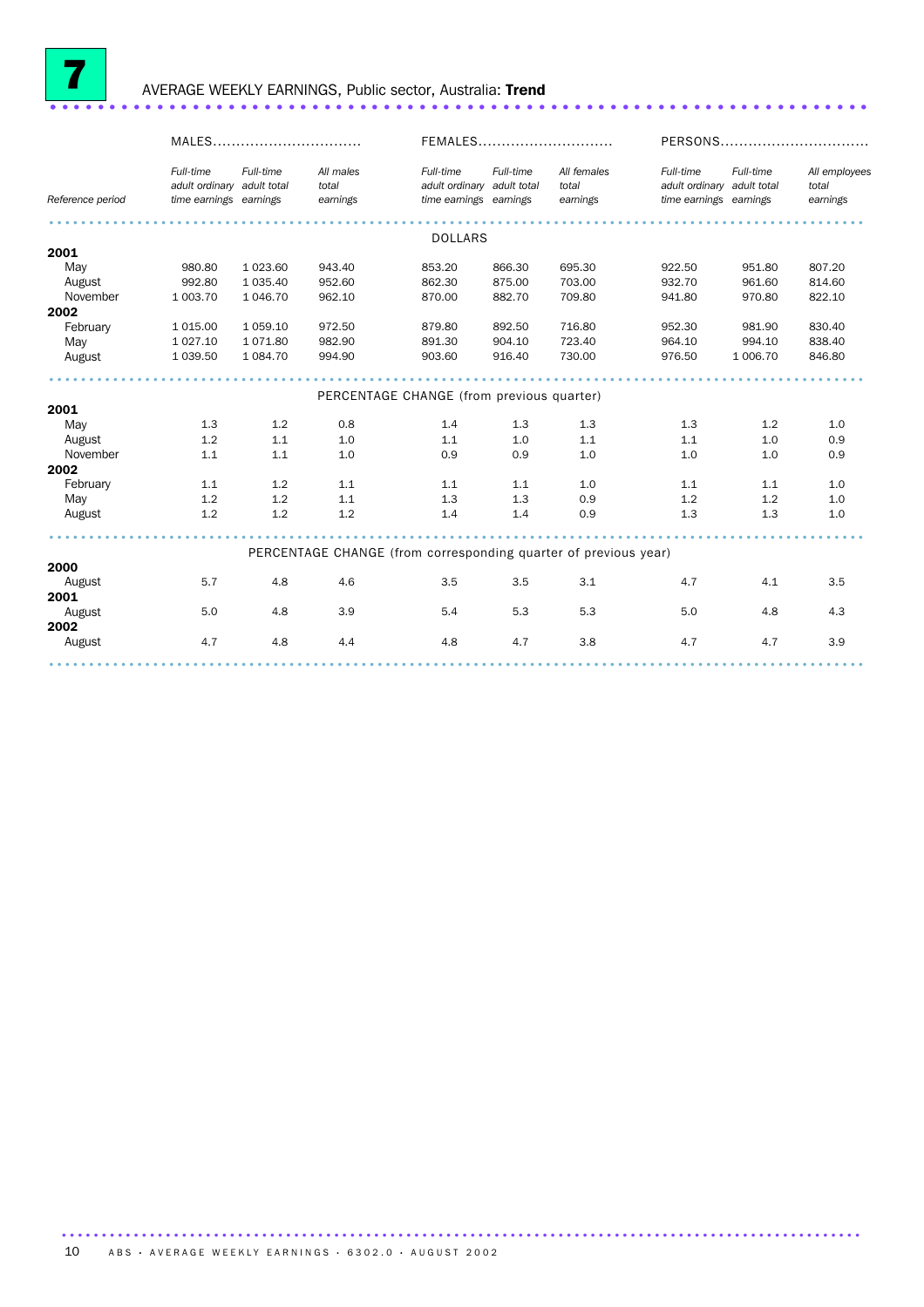# 7 AVERAGE WEEKLY EARNINGS, Public sector, Australia: **Trend**

| | MALES | | | FEMALES | | | PERSONS | | |
|---|---|---|---|---|---|---|---|---|---|
| Reference period | *Full-time adult ordinary time earnings* | *Full-time adult total earnings* | *All males total earnings* | *Full-time adult ordinary time earnings* | *Full-time adult total earnings* | *All females total earnings* | *Full-time adult ordinary time earnings* | *Full-time adult total earnings* | *All employees total earnings* |
| | | | | | DOLLARS | | | | |
| **2001** | | | | | | | | | |
| May | 980.80 | 1 023.60 | 943.40 | 853.20 | 866.30 | 695.30 | 922.50 | 951.80 | 807.20 |
| August | 992.80 | 1 035.40 | 952.60 | 862.30 | 875.00 | 703.00 | 932.70 | 961.60 | 814.60 |
| November | 1 003.70 | 1 046.70 | 962.10 | 870.00 | 882.70 | 709.80 | 941.80 | 970.80 | 822.10 |
| **2002** | | | | | | | | | |
| February | 1 015.00 | 1 059.10 | 972.50 | 879.80 | 892.50 | 716.80 | 952.30 | 981.90 | 830.40 |
| May | 1 027.10 | 1 071.80 | 982.90 | 891.30 | 904.10 | 723.40 | 964.10 | 994.10 | 838.40 |
| August | 1 039.50 | 1 084.70 | 994.90 | 903.60 | 916.40 | 730.00 | 976.50 | 1 006.70 | 846.80 |
| | | | | PERCENTAGE CHANGE (from previous quarter) | | | | | |
| **2001** | | | | | | | | | |
| May | 1.3 | 1.2 | 0.8 | 1.4 | 1.3 | 1.3 | 1.3 | 1.2 | 1.0 |
| August | 1.2 | 1.1 | 1.0 | 1.1 | 1.0 | 1.1 | 1.1 | 1.0 | 0.9 |
| November | 1.1 | 1.1 | 1.0 | 0.9 | 0.9 | 1.0 | 1.0 | 1.0 | 0.9 |
| **2002** | | | | | | | | | |
| February | 1.1 | 1.2 | 1.1 | 1.1 | 1.1 | 1.0 | 1.1 | 1.1 | 1.0 |
| May | 1.2 | 1.2 | 1.1 | 1.3 | 1.3 | 0.9 | 1.2 | 1.2 | 1.0 |
| August | 1.2 | 1.2 | 1.2 | 1.4 | 1.4 | 0.9 | 1.3 | 1.3 | 1.0 |
| | | | | PERCENTAGE CHANGE (from corresponding quarter of previous year) | | | | | |
| **2000** | | | | | | | | | |
| August | 5.7 | 4.8 | 4.6 | 3.5 | 3.5 | 3.1 | 4.7 | 4.1 | 3.5 |
| **2001** | | | | | | | | | |
| August | 5.0 | 4.8 | 3.9 | 5.4 | 5.3 | 5.3 | 5.0 | 4.8 | 4.3 |
| **2002** | | | | | | | | | |
| August | 4.7 | 4.8 | 4.4 | 4.8 | 4.7 | 3.8 | 4.7 | 4.7 | 3.9 |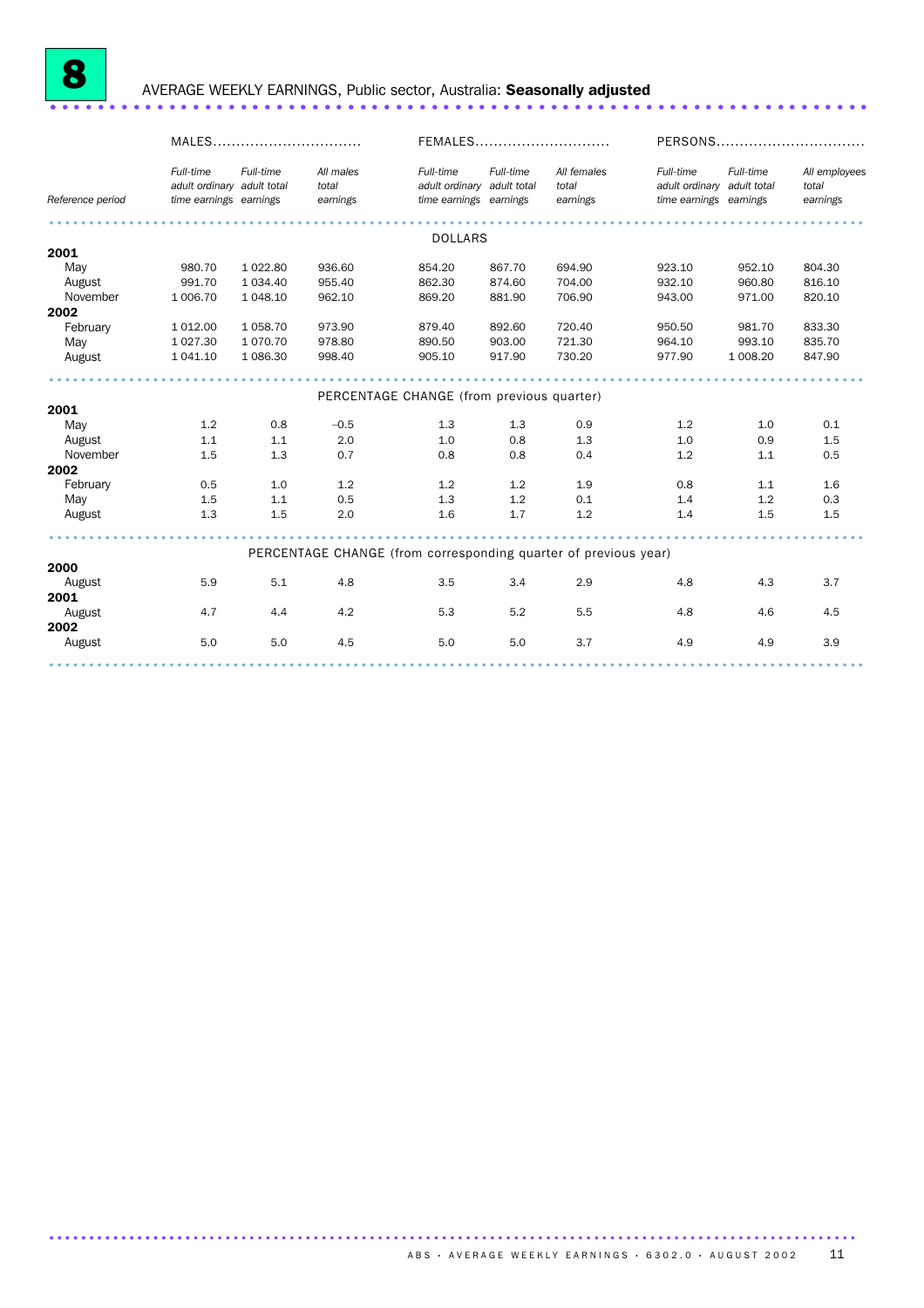# 8 AVERAGE WEEKLY EARNINGS, Public sector, Australia: **Seasonally adjusted**

| Reference period | MALES | | | FEMALES | | | PERSONS | | |
|---|---|---|---|---|---|---|---|---|---|
| | *Full-time adult ordinary time earnings* | *Full-time adult total earnings* | *All males total earnings* | *Full-time adult ordinary time earnings* | *Full-time adult total earnings* | *All females total earnings* | *Full-time adult ordinary time earnings* | *Full-time adult total earnings* | *All employees total earnings* |
| | | | | | DOLLARS | | | | |
| **2001** | | | | | | | | | |
| May | 980.70 | 1 022.80 | 936.60 | 854.20 | 867.70 | 694.90 | 923.10 | 952.10 | 804.30 |
| August | 991.70 | 1 034.40 | 955.40 | 862.30 | 874.60 | 704.00 | 932.10 | 960.80 | 816.10 |
| November | 1 006.70 | 1 048.10 | 962.10 | 869.20 | 881.90 | 706.90 | 943.00 | 971.00 | 820.10 |
| **2002** | | | | | | | | | |
| February | 1 012.00 | 1 058.70 | 973.90 | 879.40 | 892.60 | 720.40 | 950.50 | 981.70 | 833.30 |
| May | 1 027.30 | 1 070.70 | 978.80 | 890.50 | 903.00 | 721.30 | 964.10 | 993.10 | 835.70 |
| August | 1 041.10 | 1 086.30 | 998.40 | 905.10 | 917.90 | 730.20 | 977.90 | 1 008.20 | 847.90 |
| | | | | PERCENTAGE CHANGE (from previous quarter) | | | | | |
| **2001** | | | | | | | | | |
| May | 1.2 | 0.8 | –0.5 | 1.3 | 1.3 | 0.9 | 1.2 | 1.0 | 0.1 |
| August | 1.1 | 1.1 | 2.0 | 1.0 | 0.8 | 1.3 | 1.0 | 0.9 | 1.5 |
| November | 1.5 | 1.3 | 0.7 | 0.8 | 0.8 | 0.4 | 1.2 | 1.1 | 0.5 |
| **2002** | | | | | | | | | |
| February | 0.5 | 1.0 | 1.2 | 1.2 | 1.2 | 1.9 | 0.8 | 1.1 | 1.6 |
| May | 1.5 | 1.1 | 0.5 | 1.3 | 1.2 | 0.1 | 1.4 | 1.2 | 0.3 |
| August | 1.3 | 1.5 | 2.0 | 1.6 | 1.7 | 1.2 | 1.4 | 1.5 | 1.5 |
| | | | | PERCENTAGE CHANGE (from corresponding quarter of previous year) | | | | | |
| **2000** | | | | | | | | | |
| August | 5.9 | 5.1 | 4.8 | 3.5 | 3.4 | 2.9 | 4.8 | 4.3 | 3.7 |
| **2001** | | | | | | | | | |
| August | 4.7 | 4.4 | 4.2 | 5.3 | 5.2 | 5.5 | 4.8 | 4.6 | 4.5 |
| **2002** | | | | | | | | | |
| August | 5.0 | 5.0 | 4.5 | 5.0 | 5.0 | 3.7 | 4.9 | 4.9 | 3.9 |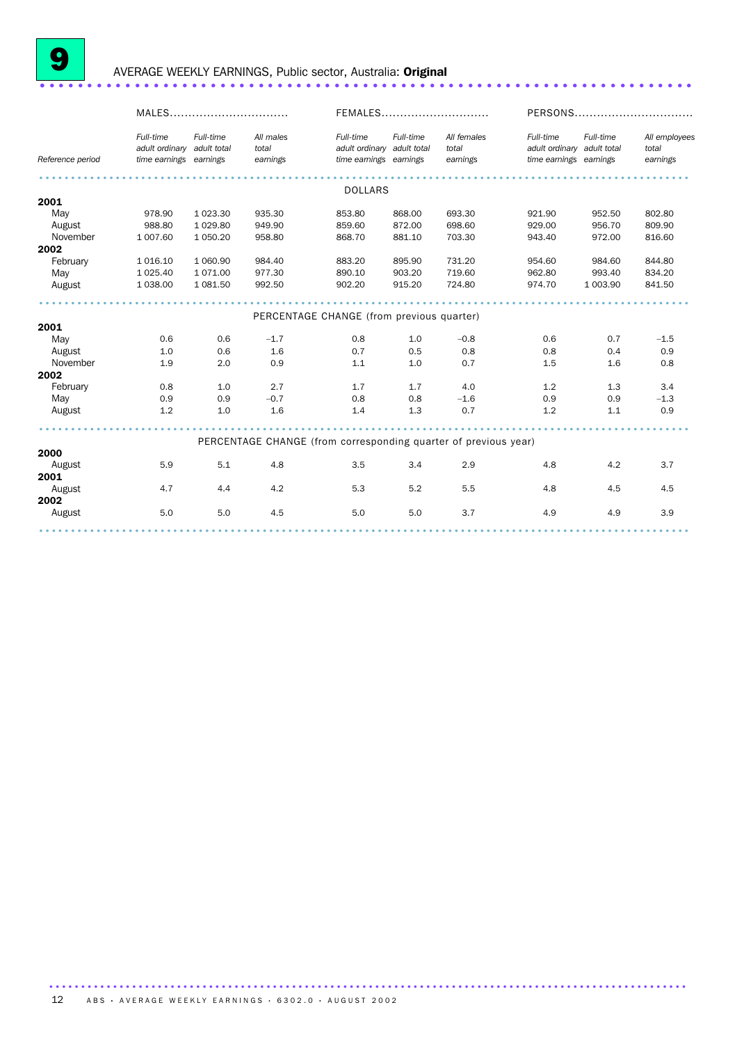# 9 AVERAGE WEEKLY EARNINGS, Public sector, Australia: **Original**

| | MALES | | | FEMALES | | | PERSONS | | |
|---|---|---|---|---|---|---|---|---|---|
| Reference period | *Full-time adult ordinary time earnings* | *Full-time adult total earnings* | *All males total earnings* | *Full-time adult ordinary time earnings* | *Full-time adult total earnings* | *All females total earnings* | *Full-time adult ordinary time earnings* | *Full-time adult total earnings* | *All employees total earnings* |
| | | | | | DOLLARS | | | | |
| **2001** | | | | | | | | | |
| May | 978.90 | 1 023.30 | 935.30 | 853.80 | 868.00 | 693.30 | 921.90 | 952.50 | 802.80 |
| August | 988.80 | 1 029.80 | 949.90 | 859.60 | 872.00 | 698.60 | 929.00 | 956.70 | 809.90 |
| November | 1 007.60 | 1 050.20 | 958.80 | 868.70 | 881.10 | 703.30 | 943.40 | 972.00 | 816.60 |
| **2002** | | | | | | | | | |
| February | 1 016.10 | 1 060.90 | 984.40 | 883.20 | 895.90 | 731.20 | 954.60 | 984.60 | 844.80 |
| May | 1 025.40 | 1 071.00 | 977.30 | 890.10 | 903.20 | 719.60 | 962.80 | 993.40 | 834.20 |
| August | 1 038.00 | 1 081.50 | 992.50 | 902.20 | 915.20 | 724.80 | 974.70 | 1 003.90 | 841.50 |
| | | | | PERCENTAGE CHANGE (from previous quarter) | | | | | |
| **2001** | | | | | | | | | |
| May | 0.6 | 0.6 | −1.7 | 0.8 | 1.0 | −0.8 | 0.6 | 0.7 | −1.5 |
| August | 1.0 | 0.6 | 1.6 | 0.7 | 0.5 | 0.8 | 0.8 | 0.4 | 0.9 |
| November | 1.9 | 2.0 | 0.9 | 1.1 | 1.0 | 0.7 | 1.5 | 1.6 | 0.8 |
| **2002** | | | | | | | | | |
| February | 0.8 | 1.0 | 2.7 | 1.7 | 1.7 | 4.0 | 1.2 | 1.3 | 3.4 |
| May | 0.9 | 0.9 | −0.7 | 0.8 | 0.8 | −1.6 | 0.9 | 0.9 | −1.3 |
| August | 1.2 | 1.0 | 1.6 | 1.4 | 1.3 | 0.7 | 1.2 | 1.1 | 0.9 |
| | | | | PERCENTAGE CHANGE (from corresponding quarter of previous year) | | | | | |
| **2000** | | | | | | | | | |
| August | 5.9 | 5.1 | 4.8 | 3.5 | 3.4 | 2.9 | 4.8 | 4.2 | 3.7 |
| **2001** | | | | | | | | | |
| August | 4.7 | 4.4 | 4.2 | 5.3 | 5.2 | 5.5 | 4.8 | 4.5 | 4.5 |
| **2002** | | | | | | | | | |
| August | 5.0 | 5.0 | 4.5 | 5.0 | 5.0 | 3.7 | 4.9 | 4.9 | 3.9 |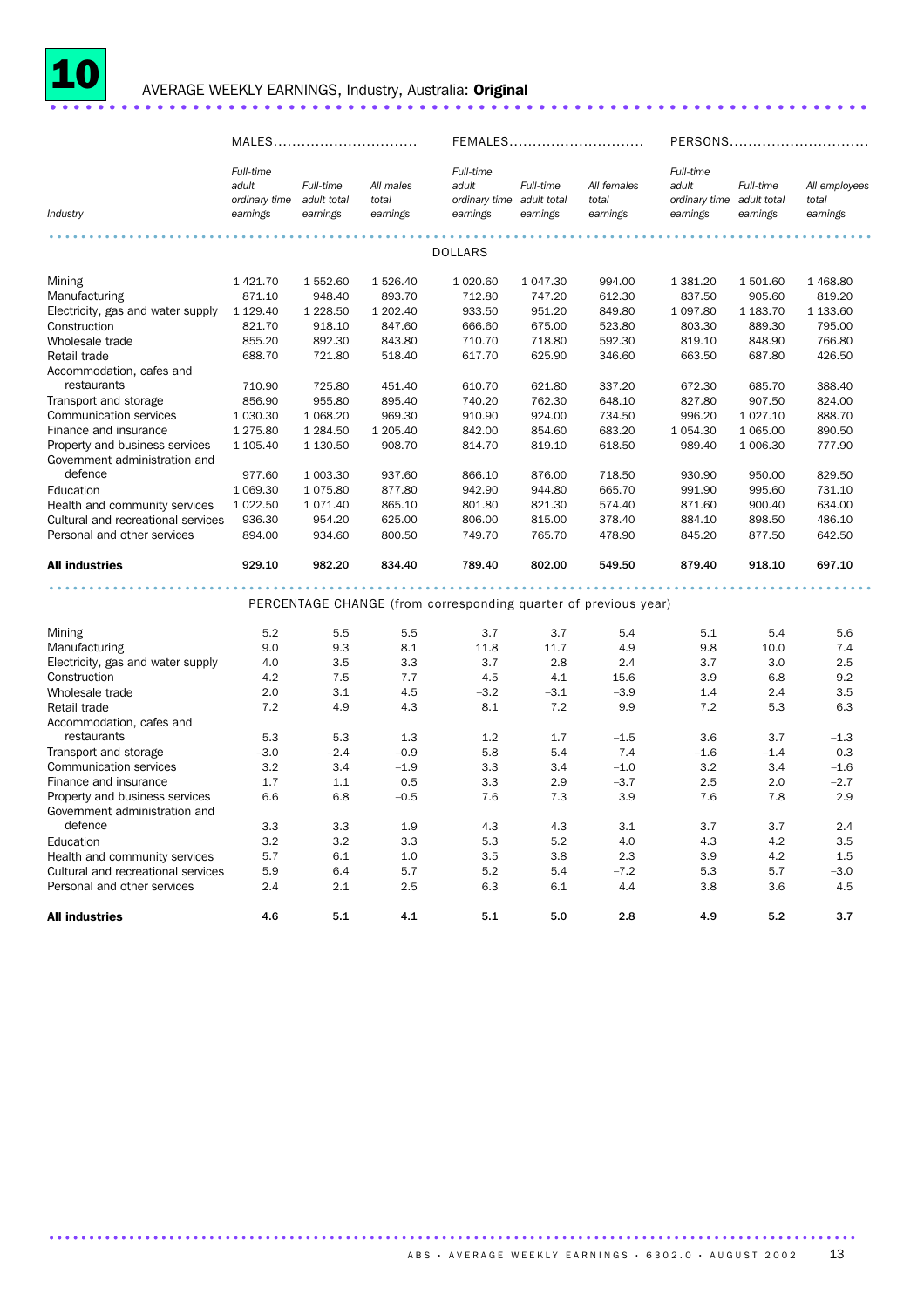# 10 AVERAGE WEEKLY EARNINGS, Industry, Australia: **Original**

| Industry | MALES | | | FEMALES | | | PERSONS | | |
|---|---|---|---|---|---|---|---|---|---|
| | *Full-time adult ordinary time earnings* | *Full-time adult total earnings* | *All males total earnings* | *Full-time adult ordinary time earnings* | *Full-time adult total earnings* | *All females total earnings* | *Full-time adult ordinary time earnings* | *Full-time adult total earnings* | *All employees total earnings* |
| | | | | DOLLARS | | | | | |
| Mining | 1 421.70 | 1 552.60 | 1 526.40 | 1 020.60 | 1 047.30 | 994.00 | 1 381.20 | 1 501.60 | 1 468.80 |
| Manufacturing | 871.10 | 948.40 | 893.70 | 712.80 | 747.20 | 612.30 | 837.50 | 905.60 | 819.20 |
| Electricity, gas and water supply | 1 129.40 | 1 228.50 | 1 202.40 | 933.50 | 951.20 | 849.80 | 1 097.80 | 1 183.70 | 1 133.60 |
| Construction | 821.70 | 918.10 | 847.60 | 666.60 | 675.00 | 523.80 | 803.30 | 889.30 | 795.00 |
| Wholesale trade | 855.20 | 892.30 | 843.80 | 710.70 | 718.80 | 592.30 | 819.10 | 848.90 | 766.80 |
| Retail trade | 688.70 | 721.80 | 518.40 | 617.70 | 625.90 | 346.60 | 663.50 | 687.80 | 426.50 |
| Accommodation, cafes and restaurants | 710.90 | 725.80 | 451.40 | 610.70 | 621.80 | 337.20 | 672.30 | 685.70 | 388.40 |
| Transport and storage | 856.90 | 955.80 | 895.40 | 740.20 | 762.30 | 648.10 | 827.80 | 907.50 | 824.00 |
| Communication services | 1 030.30 | 1 068.20 | 969.30 | 910.90 | 924.00 | 734.50 | 996.20 | 1 027.10 | 888.70 |
| Finance and insurance | 1 275.80 | 1 284.50 | 1 205.40 | 842.00 | 854.60 | 683.20 | 1 054.30 | 1 065.00 | 890.50 |
| Property and business services | 1 105.40 | 1 130.50 | 908.70 | 814.70 | 819.10 | 618.50 | 989.40 | 1 006.30 | 777.90 |
| Government administration and defence | 977.60 | 1 003.30 | 937.60 | 866.10 | 876.00 | 718.50 | 930.90 | 950.00 | 829.50 |
| Education | 1 069.30 | 1 075.80 | 877.80 | 942.90 | 944.80 | 665.70 | 991.90 | 995.60 | 731.10 |
| Health and community services | 1 022.50 | 1 071.40 | 865.10 | 801.80 | 821.30 | 574.40 | 871.60 | 900.40 | 634.00 |
| Cultural and recreational services | 936.30 | 954.20 | 625.00 | 806.00 | 815.00 | 378.40 | 884.10 | 898.50 | 486.10 |
| Personal and other services | 894.00 | 934.60 | 800.50 | 749.70 | 765.70 | 478.90 | 845.20 | 877.50 | 642.50 |
| **All industries** | **929.10** | **982.20** | **834.40** | **789.40** | **802.00** | **549.50** | **879.40** | **918.10** | **697.10** |
| | | | | PERCENTAGE CHANGE (from corresponding quarter of previous year) | | | | | |
| Mining | 5.2 | 5.5 | 5.5 | 3.7 | 3.7 | 5.4 | 5.1 | 5.4 | 5.6 |
| Manufacturing | 9.0 | 9.3 | 8.1 | 11.8 | 11.7 | 4.9 | 9.8 | 10.0 | 7.4 |
| Electricity, gas and water supply | 4.0 | 3.5 | 3.3 | 3.7 | 2.8 | 2.4 | 3.7 | 3.0 | 2.5 |
| Construction | 4.2 | 7.5 | 7.7 | 4.5 | 4.1 | 15.6 | 3.9 | 6.8 | 9.2 |
| Wholesale trade | 2.0 | 3.1 | 4.5 | –3.2 | –3.1 | –3.9 | 1.4 | 2.4 | 3.5 |
| Retail trade | 7.2 | 4.9 | 4.3 | 8.1 | 7.2 | 9.9 | 7.2 | 5.3 | 6.3 |
| Accommodation, cafes and restaurants | 5.3 | 5.3 | 1.3 | 1.2 | 1.7 | –1.5 | 3.6 | 3.7 | –1.3 |
| Transport and storage | –3.0 | –2.4 | –0.9 | 5.8 | 5.4 | 7.4 | –1.6 | –1.4 | 0.3 |
| Communication services | 3.2 | 3.4 | –1.9 | 3.3 | 3.4 | –1.0 | 3.2 | 3.4 | –1.6 |
| Finance and insurance | 1.7 | 1.1 | 0.5 | 3.3 | 2.9 | –3.7 | 2.5 | 2.0 | –2.7 |
| Property and business services | 6.6 | 6.8 | –0.5 | 7.6 | 7.3 | 3.9 | 7.6 | 7.8 | 2.9 |
| Government administration and defence | 3.3 | 3.3 | 1.9 | 4.3 | 4.3 | 3.1 | 3.7 | 3.7 | 2.4 |
| Education | 3.2 | 3.2 | 3.3 | 5.3 | 5.2 | 4.0 | 4.3 | 4.2 | 3.5 |
| Health and community services | 5.7 | 6.1 | 1.0 | 3.5 | 3.8 | 2.3 | 3.9 | 4.2 | 1.5 |
| Cultural and recreational services | 5.9 | 6.4 | 5.7 | 5.2 | 5.4 | –7.2 | 5.3 | 5.7 | –3.0 |
| Personal and other services | 2.4 | 2.1 | 2.5 | 6.3 | 6.1 | 4.4 | 3.8 | 3.6 | 4.5 |
| **All industries** | **4.6** | **5.1** | **4.1** | **5.1** | **5.0** | **2.8** | **4.9** | **5.2** | **3.7** |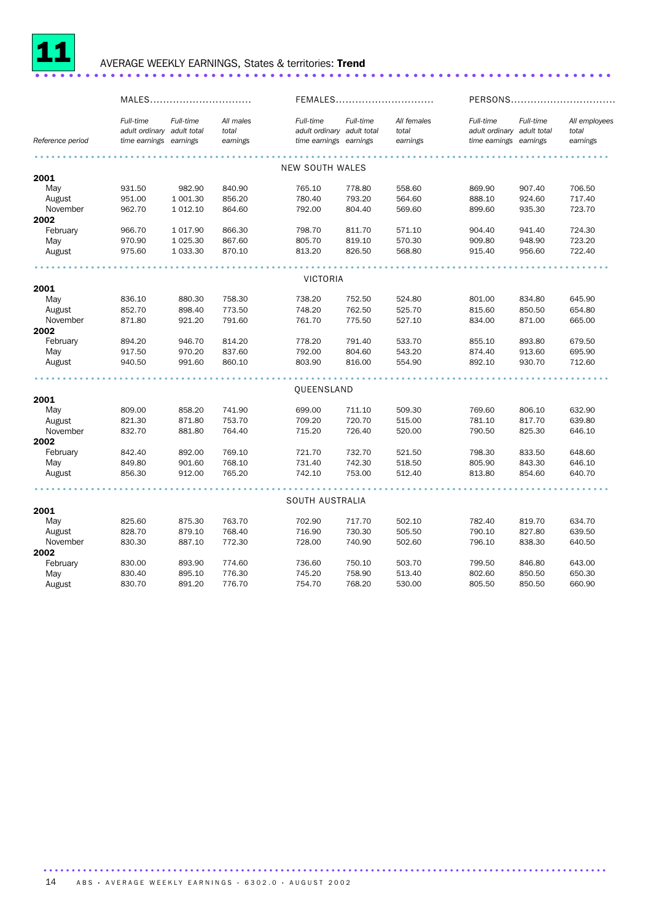# 11 AVERAGE WEEKLY EARNINGS, States & territories: **Trend**

| Reference period | MALES | | | FEMALES | | | PERSONS | | |
|---|---|---|---|---|---|---|---|---|---|
| | *Full-time adult ordinary time earnings* | *Full-time adult total earnings* | *All males total earnings* | *Full-time adult ordinary time earnings* | *Full-time adult total earnings* | *All females total earnings* | *Full-time adult ordinary time earnings* | *Full-time adult total earnings* | *All employees total earnings* |
| | | | | NEW SOUTH WALES | | | | | |
| **2001** | | | | | | | | | |
| May | 931.50 | 982.90 | 840.90 | 765.10 | 778.80 | 558.60 | 869.90 | 907.40 | 706.50 |
| August | 951.00 | 1 001.30 | 856.20 | 780.40 | 793.20 | 564.60 | 888.10 | 924.60 | 717.40 |
| November | 962.70 | 1 012.10 | 864.60 | 792.00 | 804.40 | 569.60 | 899.60 | 935.30 | 723.70 |
| **2002** | | | | | | | | | |
| February | 966.70 | 1 017.90 | 866.30 | 798.70 | 811.70 | 571.10 | 904.40 | 941.40 | 724.30 |
| May | 970.90 | 1 025.30 | 867.60 | 805.70 | 819.10 | 570.30 | 909.80 | 948.90 | 723.20 |
| August | 975.60 | 1 033.30 | 870.10 | 813.20 | 826.50 | 568.80 | 915.40 | 956.60 | 722.40 |
| | | | | VICTORIA | | | | | |
| **2001** | | | | | | | | | |
| May | 836.10 | 880.30 | 758.30 | 738.20 | 752.50 | 524.80 | 801.00 | 834.80 | 645.90 |
| August | 852.70 | 898.40 | 773.50 | 748.20 | 762.50 | 525.70 | 815.60 | 850.50 | 654.80 |
| November | 871.80 | 921.20 | 791.60 | 761.70 | 775.50 | 527.10 | 834.00 | 871.00 | 665.00 |
| **2002** | | | | | | | | | |
| February | 894.20 | 946.70 | 814.20 | 778.20 | 791.40 | 533.70 | 855.10 | 893.80 | 679.50 |
| May | 917.50 | 970.20 | 837.60 | 792.00 | 804.60 | 543.20 | 874.40 | 913.60 | 695.90 |
| August | 940.50 | 991.60 | 860.10 | 803.90 | 816.00 | 554.90 | 892.10 | 930.70 | 712.60 |
| | | | | QUEENSLAND | | | | | |
| **2001** | | | | | | | | | |
| May | 809.00 | 858.20 | 741.90 | 699.00 | 711.10 | 509.30 | 769.60 | 806.10 | 632.90 |
| August | 821.30 | 871.80 | 753.70 | 709.20 | 720.70 | 515.00 | 781.10 | 817.70 | 639.80 |
| November | 832.70 | 881.80 | 764.40 | 715.20 | 726.40 | 520.00 | 790.50 | 825.30 | 646.10 |
| **2002** | | | | | | | | | |
| February | 842.40 | 892.00 | 769.10 | 721.70 | 732.70 | 521.50 | 798.30 | 833.50 | 648.60 |
| May | 849.80 | 901.60 | 768.10 | 731.40 | 742.30 | 518.50 | 805.90 | 843.30 | 646.10 |
| August | 856.30 | 912.00 | 765.20 | 742.10 | 753.00 | 512.40 | 813.80 | 854.60 | 640.70 |
| | | | | SOUTH AUSTRALIA | | | | | |
| **2001** | | | | | | | | | |
| May | 825.60 | 875.30 | 763.70 | 702.90 | 717.70 | 502.10 | 782.40 | 819.70 | 634.70 |
| August | 828.70 | 879.10 | 768.40 | 716.90 | 730.30 | 505.50 | 790.10 | 827.80 | 639.50 |
| November | 830.30 | 887.10 | 772.30 | 728.00 | 740.90 | 502.60 | 796.10 | 838.30 | 640.50 |
| **2002** | | | | | | | | | |
| February | 830.00 | 893.90 | 774.60 | 736.60 | 750.10 | 503.70 | 799.50 | 846.80 | 643.00 |
| May | 830.40 | 895.10 | 776.30 | 745.20 | 758.90 | 513.40 | 802.60 | 850.50 | 650.30 |
| August | 830.70 | 891.20 | 776.70 | 754.70 | 768.20 | 530.00 | 805.50 | 850.50 | 660.90 |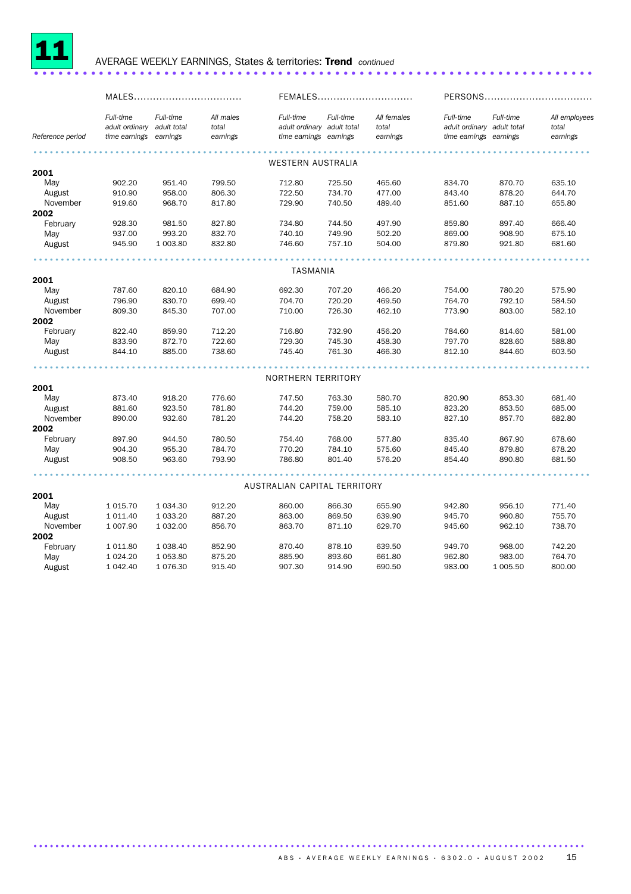# 11 AVERAGE WEEKLY EARNINGS, States & territories: **Trend** *continued*

| | MALES | | | FEMALES | | | PERSONS | | |
|---|---|---|---|---|---|---|---|---|---|
| Reference period | *Full-time adult ordinary time earnings* | *Full-time adult total earnings* | *All males total earnings* | *Full-time adult ordinary time earnings* | *Full-time adult total earnings* | *All females total earnings* | *Full-time adult ordinary time earnings* | *Full-time adult total earnings* | *All employees total earnings* |
| | | | | | WESTERN AUSTRALIA | | | | |
| **2001** | | | | | | | | | |
| May | 902.20 | 951.40 | 799.50 | 712.80 | 725.50 | 465.60 | 834.70 | 870.70 | 635.10 |
| August | 910.90 | 958.00 | 806.30 | 722.50 | 734.70 | 477.00 | 843.40 | 878.20 | 644.70 |
| November | 919.60 | 968.70 | 817.80 | 729.90 | 740.50 | 489.40 | 851.60 | 887.10 | 655.80 |
| **2002** | | | | | | | | | |
| February | 928.30 | 981.50 | 827.80 | 734.80 | 744.50 | 497.90 | 859.80 | 897.40 | 666.40 |
| May | 937.00 | 993.20 | 832.70 | 740.10 | 749.90 | 502.20 | 869.00 | 908.90 | 675.10 |
| August | 945.90 | 1 003.80 | 832.80 | 746.60 | 757.10 | 504.00 | 879.80 | 921.80 | 681.60 |
| | | | | | TASMANIA | | | | |
| **2001** | | | | | | | | | |
| May | 787.60 | 820.10 | 684.90 | 692.30 | 707.20 | 466.20 | 754.00 | 780.20 | 575.90 |
| August | 796.90 | 830.70 | 699.40 | 704.70 | 720.20 | 469.50 | 764.70 | 792.10 | 584.50 |
| November | 809.30 | 845.30 | 707.00 | 710.00 | 726.30 | 462.10 | 773.90 | 803.00 | 582.10 |
| **2002** | | | | | | | | | |
| February | 822.40 | 859.90 | 712.20 | 716.80 | 732.90 | 456.20 | 784.60 | 814.60 | 581.00 |
| May | 833.90 | 872.70 | 722.60 | 729.30 | 745.30 | 458.30 | 797.70 | 828.60 | 588.80 |
| August | 844.10 | 885.00 | 738.60 | 745.40 | 761.30 | 466.30 | 812.10 | 844.60 | 603.50 |
| | | | | | NORTHERN TERRITORY | | | | |
| **2001** | | | | | | | | | |
| May | 873.40 | 918.20 | 776.60 | 747.50 | 763.30 | 580.70 | 820.90 | 853.30 | 681.40 |
| August | 881.60 | 923.50 | 781.80 | 744.20 | 759.00 | 585.10 | 823.20 | 853.50 | 685.00 |
| November | 890.00 | 932.60 | 781.20 | 744.20 | 758.20 | 583.10 | 827.10 | 857.70 | 682.80 |
| **2002** | | | | | | | | | |
| February | 897.90 | 944.50 | 780.50 | 754.40 | 768.00 | 577.80 | 835.40 | 867.90 | 678.60 |
| May | 904.30 | 955.30 | 784.70 | 770.20 | 784.10 | 575.60 | 845.40 | 879.80 | 678.20 |
| August | 908.50 | 963.60 | 793.90 | 786.80 | 801.40 | 576.20 | 854.40 | 890.80 | 681.50 |
| | | | | | AUSTRALIAN CAPITAL TERRITORY | | | | |
| **2001** | | | | | | | | | |
| May | 1 015.70 | 1 034.30 | 912.20 | 860.00 | 866.30 | 655.90 | 942.80 | 956.10 | 771.40 |
| August | 1 011.40 | 1 033.20 | 887.20 | 863.00 | 869.50 | 639.90 | 945.70 | 960.80 | 755.70 |
| November | 1 007.90 | 1 032.00 | 856.70 | 863.70 | 871.10 | 629.70 | 945.60 | 962.10 | 738.70 |
| **2002** | | | | | | | | | |
| February | 1 011.80 | 1 038.40 | 852.90 | 870.40 | 878.10 | 639.50 | 949.70 | 968.00 | 742.20 |
| May | 1 024.20 | 1 053.80 | 875.20 | 885.90 | 893.60 | 661.80 | 962.80 | 983.00 | 764.70 |
| August | 1 042.40 | 1 076.30 | 915.40 | 907.30 | 914.90 | 690.50 | 983.00 | 1 005.50 | 800.00 |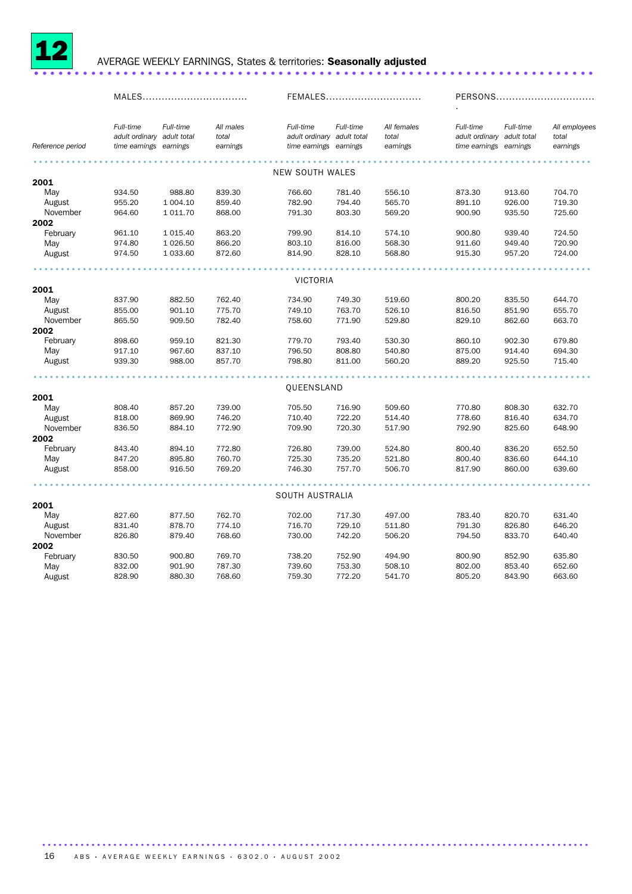# 12 AVERAGE WEEKLY EARNINGS, States & territories: **Seasonally adjusted**

| | MALES | | | FEMALES | | | PERSONS | | |
|---|---|---|---|---|---|---|---|---|---|
| Reference period | *Full-time adult ordinary time earnings* | *Full-time adult total earnings* | *All males total earnings* | *Full-time adult ordinary time earnings* | *Full-time adult total earnings* | *All females total earnings* | *Full-time adult ordinary time earnings* | *Full-time adult total earnings* | *All employees total earnings* |
| | | | | NEW SOUTH WALES | | | | | |
| **2001** | | | | | | | | | |
| May | 934.50 | 988.80 | 839.30 | 766.60 | 781.40 | 556.10 | 873.30 | 913.60 | 704.70 |
| August | 955.20 | 1 004.10 | 859.40 | 782.90 | 794.40 | 565.70 | 891.10 | 926.00 | 719.30 |
| November | 964.60 | 1 011.70 | 868.00 | 791.30 | 803.30 | 569.20 | 900.90 | 935.50 | 725.60 |
| **2002** | | | | | | | | | |
| February | 961.10 | 1 015.40 | 863.20 | 799.90 | 814.10 | 574.10 | 900.80 | 939.40 | 724.50 |
| May | 974.80 | 1 026.50 | 866.20 | 803.10 | 816.00 | 568.30 | 911.60 | 949.40 | 720.90 |
| August | 974.50 | 1 033.60 | 872.60 | 814.90 | 828.10 | 568.80 | 915.30 | 957.20 | 724.00 |
| | | | | VICTORIA | | | | | |
| **2001** | | | | | | | | | |
| May | 837.90 | 882.50 | 762.40 | 734.90 | 749.30 | 519.60 | 800.20 | 835.50 | 644.70 |
| August | 855.00 | 901.10 | 775.70 | 749.10 | 763.70 | 526.10 | 816.50 | 851.90 | 655.70 |
| November | 865.50 | 909.50 | 782.40 | 758.60 | 771.90 | 529.80 | 829.10 | 862.60 | 663.70 |
| **2002** | | | | | | | | | |
| February | 898.60 | 959.10 | 821.30 | 779.70 | 793.40 | 530.30 | 860.10 | 902.30 | 679.80 |
| May | 917.10 | 967.60 | 837.10 | 796.50 | 808.80 | 540.80 | 875.00 | 914.40 | 694.30 |
| August | 939.30 | 988.00 | 857.70 | 798.80 | 811.00 | 560.20 | 889.20 | 925.50 | 715.40 |
| | | | | QUEENSLAND | | | | | |
| **2001** | | | | | | | | | |
| May | 808.40 | 857.20 | 739.00 | 705.50 | 716.90 | 509.60 | 770.80 | 808.30 | 632.70 |
| August | 818.00 | 869.90 | 746.20 | 710.40 | 722.20 | 514.40 | 778.60 | 816.40 | 634.70 |
| November | 836.50 | 884.10 | 772.90 | 709.90 | 720.30 | 517.90 | 792.90 | 825.60 | 648.90 |
| **2002** | | | | | | | | | |
| February | 843.40 | 894.10 | 772.80 | 726.80 | 739.00 | 524.80 | 800.40 | 836.20 | 652.50 |
| May | 847.20 | 895.80 | 760.70 | 725.30 | 735.20 | 521.80 | 800.40 | 836.60 | 644.10 |
| August | 858.00 | 916.50 | 769.20 | 746.30 | 757.70 | 506.70 | 817.90 | 860.00 | 639.60 |
| | | | | SOUTH AUSTRALIA | | | | | |
| **2001** | | | | | | | | | |
| May | 827.60 | 877.50 | 762.70 | 702.00 | 717.30 | 497.00 | 783.40 | 820.70 | 631.40 |
| August | 831.40 | 878.70 | 774.10 | 716.70 | 729.10 | 511.80 | 791.30 | 826.80 | 646.20 |
| November | 826.80 | 879.40 | 768.60 | 730.00 | 742.20 | 506.20 | 794.50 | 833.70 | 640.40 |
| **2002** | | | | | | | | | |
| February | 830.50 | 900.80 | 769.70 | 738.20 | 752.90 | 494.90 | 800.90 | 852.90 | 635.80 |
| May | 832.00 | 901.90 | 787.30 | 739.60 | 753.30 | 508.10 | 802.00 | 853.40 | 652.60 |
| August | 828.90 | 880.30 | 768.60 | 759.30 | 772.20 | 541.70 | 805.20 | 843.90 | 663.60 |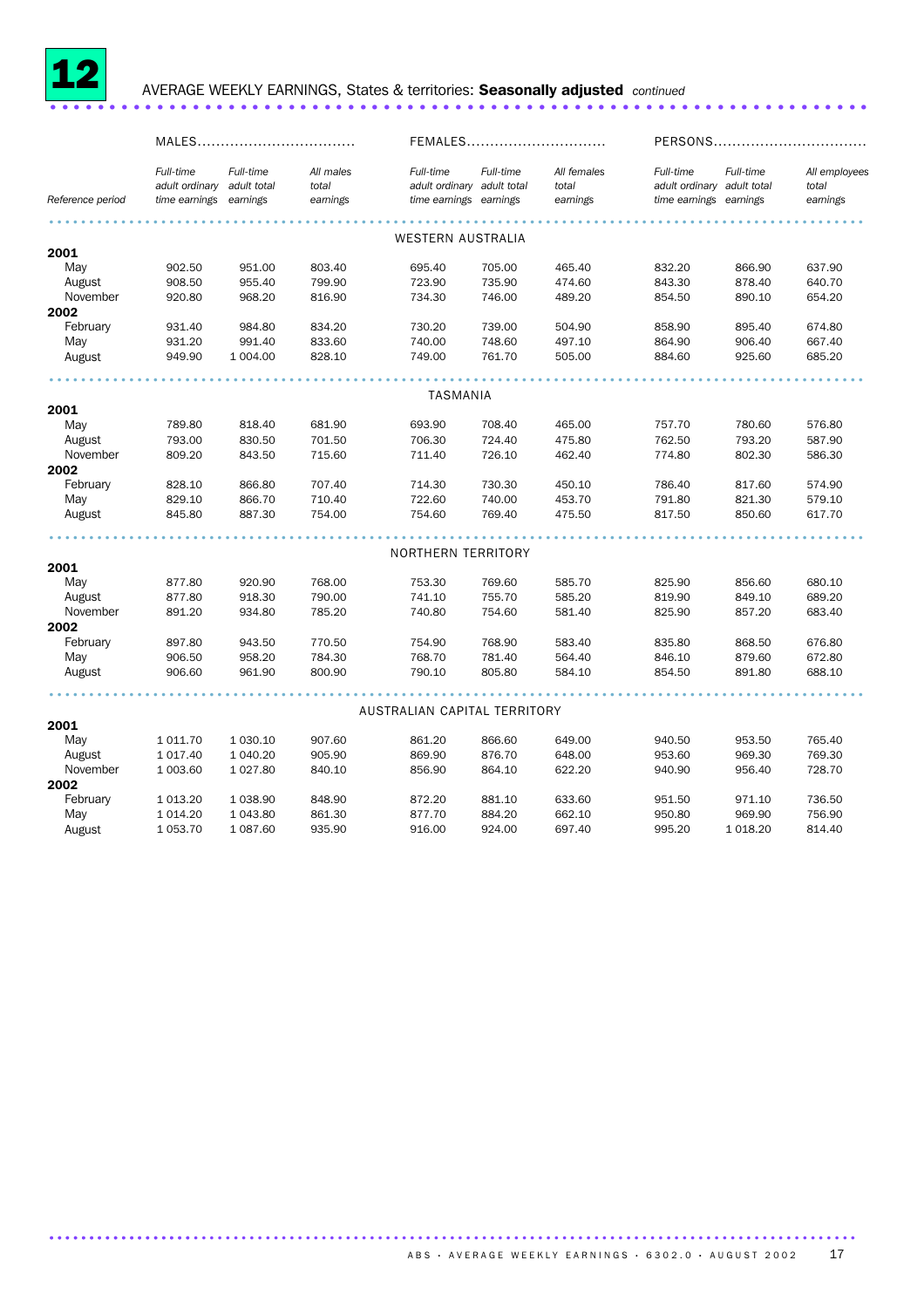# 12 AVERAGE WEEKLY EARNINGS, States & territories: **Seasonally adjusted** *continued*

| | MALES | | | FEMALES | | | PERSONS | | |
|---|---|---|---|---|---|---|---|---|---|
| *Reference period* | *Full-time adult ordinary time earnings* | *Full-time adult total earnings* | *All males total earnings* | *Full-time adult ordinary time earnings* | *Full-time adult total earnings* | *All females total earnings* | *Full-time adult ordinary time earnings* | *Full-time adult total earnings* | *All employees total earnings* |
| | | | | WESTERN AUSTRALIA | | | | | |
| **2001** | | | | | | | | | |
| May | 902.50 | 951.00 | 803.40 | 695.40 | 705.00 | 465.40 | 832.20 | 866.90 | 637.90 |
| August | 908.50 | 955.40 | 799.90 | 723.90 | 735.90 | 474.60 | 843.30 | 878.40 | 640.70 |
| November | 920.80 | 968.20 | 816.90 | 734.30 | 746.00 | 489.20 | 854.50 | 890.10 | 654.20 |
| **2002** | | | | | | | | | |
| February | 931.40 | 984.80 | 834.20 | 730.20 | 739.00 | 504.90 | 858.90 | 895.40 | 674.80 |
| May | 931.20 | 991.40 | 833.60 | 740.00 | 748.60 | 497.10 | 864.90 | 906.40 | 667.40 |
| August | 949.90 | 1 004.00 | 828.10 | 749.00 | 761.70 | 505.00 | 884.60 | 925.60 | 685.20 |
| | | | | TASMANIA | | | | | |
| **2001** | | | | | | | | | |
| May | 789.80 | 818.40 | 681.90 | 693.90 | 708.40 | 465.00 | 757.70 | 780.60 | 576.80 |
| August | 793.00 | 830.50 | 701.50 | 706.30 | 724.40 | 475.80 | 762.50 | 793.20 | 587.90 |
| November | 809.20 | 843.50 | 715.60 | 711.40 | 726.10 | 462.40 | 774.80 | 802.30 | 586.30 |
| **2002** | | | | | | | | | |
| February | 828.10 | 866.80 | 707.40 | 714.30 | 730.30 | 450.10 | 786.40 | 817.60 | 574.90 |
| May | 829.10 | 866.70 | 710.40 | 722.60 | 740.00 | 453.70 | 791.80 | 821.30 | 579.10 |
| August | 845.80 | 887.30 | 754.00 | 754.60 | 769.40 | 475.50 | 817.50 | 850.60 | 617.70 |
| | | | | NORTHERN TERRITORY | | | | | |
| **2001** | | | | | | | | | |
| May | 877.80 | 920.90 | 768.00 | 753.30 | 769.60 | 585.70 | 825.90 | 856.60 | 680.10 |
| August | 877.80 | 918.30 | 790.00 | 741.10 | 755.70 | 585.20 | 819.90 | 849.10 | 689.20 |
| November | 891.20 | 934.80 | 785.20 | 740.80 | 754.60 | 581.40 | 825.90 | 857.20 | 683.40 |
| **2002** | | | | | | | | | |
| February | 897.80 | 943.50 | 770.50 | 754.90 | 768.90 | 583.40 | 835.80 | 868.50 | 676.80 |
| May | 906.50 | 958.20 | 784.30 | 768.70 | 781.40 | 564.40 | 846.10 | 879.60 | 672.80 |
| August | 906.60 | 961.90 | 800.90 | 790.10 | 805.80 | 584.10 | 854.50 | 891.80 | 688.10 |
| | | | | AUSTRALIAN CAPITAL TERRITORY | | | | | |
| **2001** | | | | | | | | | |
| May | 1 011.70 | 1 030.10 | 907.60 | 861.20 | 866.60 | 649.00 | 940.50 | 953.50 | 765.40 |
| August | 1 017.40 | 1 040.20 | 905.90 | 869.90 | 876.70 | 648.00 | 953.60 | 969.30 | 769.30 |
| November | 1 003.60 | 1 027.80 | 840.10 | 856.90 | 864.10 | 622.20 | 940.90 | 956.40 | 728.70 |
| **2002** | | | | | | | | | |
| February | 1 013.20 | 1 038.90 | 848.90 | 872.20 | 881.10 | 633.60 | 951.50 | 971.10 | 736.50 |
| May | 1 014.20 | 1 043.80 | 861.30 | 877.70 | 884.20 | 662.10 | 950.80 | 969.90 | 756.90 |
| August | 1 053.70 | 1 087.60 | 935.90 | 916.00 | 924.00 | 697.40 | 995.20 | 1 018.20 | 814.40 |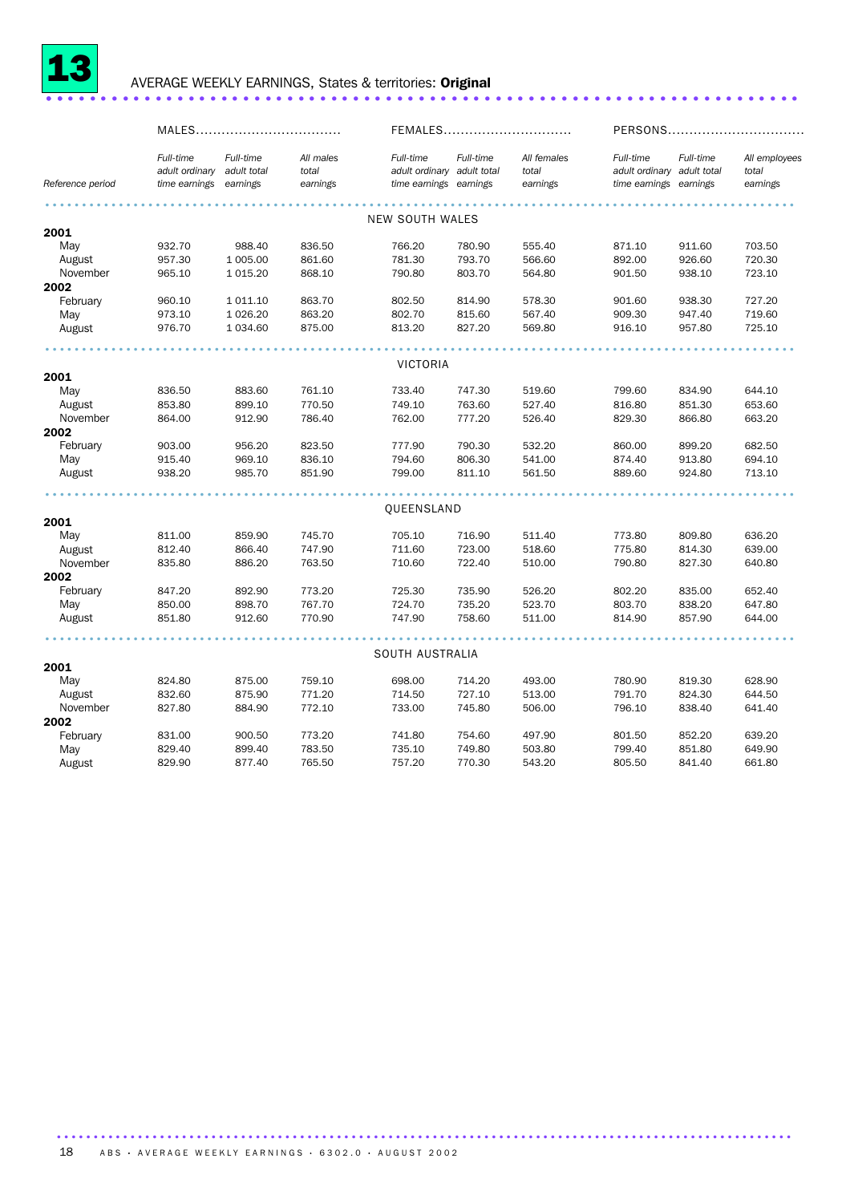# 13 AVERAGE WEEKLY EARNINGS, States & territories: **Original**

| Reference period | MALES | | | FEMALES | | | PERSONS | | |
|---|---|---|---|---|---|---|---|---|---|
| | *Full-time adult ordinary time earnings* | *Full-time adult total earnings* | *All males total earnings* | *Full-time adult ordinary time earnings* | *Full-time adult total earnings* | *All females total earnings* | *Full-time adult ordinary time earnings* | *Full-time adult total earnings* | *All employees total earnings* |
| | | | | | NEW SOUTH WALES | | | | |
| **2001** | | | | | | | | | |
| May | 932.70 | 988.40 | 836.50 | 766.20 | 780.90 | 555.40 | 871.10 | 911.60 | 703.50 |
| August | 957.30 | 1 005.00 | 861.60 | 781.30 | 793.70 | 566.60 | 892.00 | 926.60 | 720.30 |
| November | 965.10 | 1 015.20 | 868.10 | 790.80 | 803.70 | 564.80 | 901.50 | 938.10 | 723.10 |
| **2002** | | | | | | | | | |
| February | 960.10 | 1 011.10 | 863.70 | 802.50 | 814.90 | 578.30 | 901.60 | 938.30 | 727.20 |
| May | 973.10 | 1 026.20 | 863.20 | 802.70 | 815.60 | 567.40 | 909.30 | 947.40 | 719.60 |
| August | 976.70 | 1 034.60 | 875.00 | 813.20 | 827.20 | 569.80 | 916.10 | 957.80 | 725.10 |
| | | | | | VICTORIA | | | | |
| **2001** | | | | | | | | | |
| May | 836.50 | 883.60 | 761.10 | 733.40 | 747.30 | 519.60 | 799.60 | 834.90 | 644.10 |
| August | 853.80 | 899.10 | 770.50 | 749.10 | 763.60 | 527.40 | 816.80 | 851.30 | 653.60 |
| November | 864.00 | 912.90 | 786.40 | 762.00 | 777.20 | 526.40 | 829.30 | 866.80 | 663.20 |
| **2002** | | | | | | | | | |
| February | 903.00 | 956.20 | 823.50 | 777.90 | 790.30 | 532.20 | 860.00 | 899.20 | 682.50 |
| May | 915.40 | 969.10 | 836.10 | 794.60 | 806.30 | 541.00 | 874.40 | 913.80 | 694.10 |
| August | 938.20 | 985.70 | 851.90 | 799.00 | 811.10 | 561.50 | 889.60 | 924.80 | 713.10 |
| | | | | | QUEENSLAND | | | | |
| **2001** | | | | | | | | | |
| May | 811.00 | 859.90 | 745.70 | 705.10 | 716.90 | 511.40 | 773.80 | 809.80 | 636.20 |
| August | 812.40 | 866.40 | 747.90 | 711.60 | 723.00 | 518.60 | 775.80 | 814.30 | 639.00 |
| November | 835.80 | 886.20 | 763.50 | 710.60 | 722.40 | 510.00 | 790.80 | 827.30 | 640.80 |
| **2002** | | | | | | | | | |
| February | 847.20 | 892.90 | 773.20 | 725.30 | 735.90 | 526.20 | 802.20 | 835.00 | 652.40 |
| May | 850.00 | 898.70 | 767.70 | 724.70 | 735.20 | 523.70 | 803.70 | 838.20 | 647.80 |
| August | 851.80 | 912.60 | 770.90 | 747.90 | 758.60 | 511.00 | 814.90 | 857.90 | 644.00 |
| | | | | | SOUTH AUSTRALIA | | | | |
| **2001** | | | | | | | | | |
| May | 824.80 | 875.00 | 759.10 | 698.00 | 714.20 | 493.00 | 780.90 | 819.30 | 628.90 |
| August | 832.60 | 875.90 | 771.20 | 714.50 | 727.10 | 513.00 | 791.70 | 824.30 | 644.50 |
| November | 827.80 | 884.90 | 772.10 | 733.00 | 745.80 | 506.00 | 796.10 | 838.40 | 641.40 |
| **2002** | | | | | | | | | |
| February | 831.00 | 900.50 | 773.20 | 741.80 | 754.60 | 497.90 | 801.50 | 852.20 | 639.20 |
| May | 829.40 | 899.40 | 783.50 | 735.10 | 749.80 | 503.80 | 799.40 | 851.80 | 649.90 |
| August | 829.90 | 877.40 | 765.50 | 757.20 | 770.30 | 543.20 | 805.50 | 841.40 | 661.80 |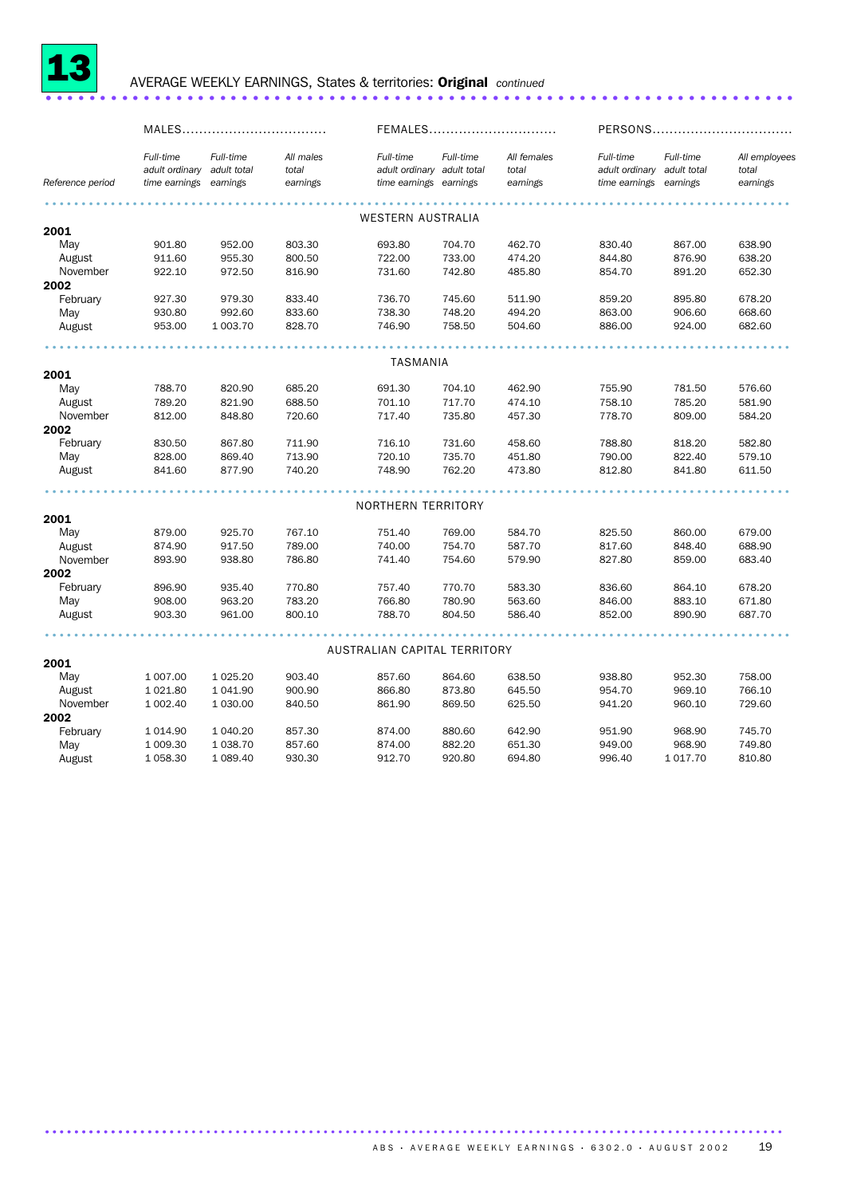# 13 AVERAGE WEEKLY EARNINGS, States & territories: **Original** *continued*

| Reference period | MALES | | | FEMALES | | | PERSONS | | |
|---|---|---|---|---|---|---|---|---|---|
| | *Full-time adult ordinary time earnings* | *Full-time adult total earnings* | *All males total earnings* | *Full-time adult ordinary time earnings* | *Full-time adult total earnings* | *All females total earnings* | *Full-time adult ordinary time earnings* | *Full-time adult total earnings* | *All employees total earnings* |
| | | | | | WESTERN AUSTRALIA | | | | |
| **2001** | | | | | | | | | |
| May | 901.80 | 952.00 | 803.30 | 693.80 | 704.70 | 462.70 | 830.40 | 867.00 | 638.90 |
| August | 911.60 | 955.30 | 800.50 | 722.00 | 733.00 | 474.20 | 844.80 | 876.90 | 638.20 |
| November | 922.10 | 972.50 | 816.90 | 731.60 | 742.80 | 485.80 | 854.70 | 891.20 | 652.30 |
| **2002** | | | | | | | | | |
| February | 927.30 | 979.30 | 833.40 | 736.70 | 745.60 | 511.90 | 859.20 | 895.80 | 678.20 |
| May | 930.80 | 992.60 | 833.60 | 738.30 | 748.20 | 494.20 | 863.00 | 906.60 | 668.60 |
| August | 953.00 | 1 003.70 | 828.70 | 746.90 | 758.50 | 504.60 | 886.00 | 924.00 | 682.60 |
| | | | | | TASMANIA | | | | |
| **2001** | | | | | | | | | |
| May | 788.70 | 820.90 | 685.20 | 691.30 | 704.10 | 462.90 | 755.90 | 781.50 | 576.60 |
| August | 789.20 | 821.90 | 688.50 | 701.10 | 717.70 | 474.10 | 758.10 | 785.20 | 581.90 |
| November | 812.00 | 848.80 | 720.60 | 717.40 | 735.80 | 457.30 | 778.70 | 809.00 | 584.20 |
| **2002** | | | | | | | | | |
| February | 830.50 | 867.80 | 711.90 | 716.10 | 731.60 | 458.60 | 788.80 | 818.20 | 582.80 |
| May | 828.00 | 869.40 | 713.90 | 720.10 | 735.70 | 451.80 | 790.00 | 822.40 | 579.10 |
| August | 841.60 | 877.90 | 740.20 | 748.90 | 762.20 | 473.80 | 812.80 | 841.80 | 611.50 |
| | | | | | NORTHERN TERRITORY | | | | |
| **2001** | | | | | | | | | |
| May | 879.00 | 925.70 | 767.10 | 751.40 | 769.00 | 584.70 | 825.50 | 860.00 | 679.00 |
| August | 874.90 | 917.50 | 789.00 | 740.00 | 754.70 | 587.70 | 817.60 | 848.40 | 688.90 |
| November | 893.90 | 938.80 | 786.80 | 741.40 | 754.60 | 579.90 | 827.80 | 859.00 | 683.40 |
| **2002** | | | | | | | | | |
| February | 896.90 | 935.40 | 770.80 | 757.40 | 770.70 | 583.30 | 836.60 | 864.10 | 678.20 |
| May | 908.00 | 963.20 | 783.20 | 766.80 | 780.90 | 563.60 | 846.00 | 883.10 | 671.80 |
| August | 903.30 | 961.00 | 800.10 | 788.70 | 804.50 | 586.40 | 852.00 | 890.90 | 687.70 |
| | | | | | AUSTRALIAN CAPITAL TERRITORY | | | | |
| **2001** | | | | | | | | | |
| May | 1 007.00 | 1 025.20 | 903.40 | 857.60 | 864.60 | 638.50 | 938.80 | 952.30 | 758.00 |
| August | 1 021.80 | 1 041.90 | 900.90 | 866.80 | 873.80 | 645.50 | 954.70 | 969.10 | 766.10 |
| November | 1 002.40 | 1 030.00 | 840.50 | 861.90 | 869.50 | 625.50 | 941.20 | 960.10 | 729.60 |
| **2002** | | | | | | | | | |
| February | 1 014.90 | 1 040.20 | 857.30 | 874.00 | 880.60 | 642.90 | 951.90 | 968.90 | 745.70 |
| May | 1 009.30 | 1 038.70 | 857.60 | 874.00 | 882.20 | 651.30 | 949.00 | 968.90 | 749.80 |
| August | 1 058.30 | 1 089.40 | 930.30 | 912.70 | 920.80 | 694.80 | 996.40 | 1 017.70 | 810.80 |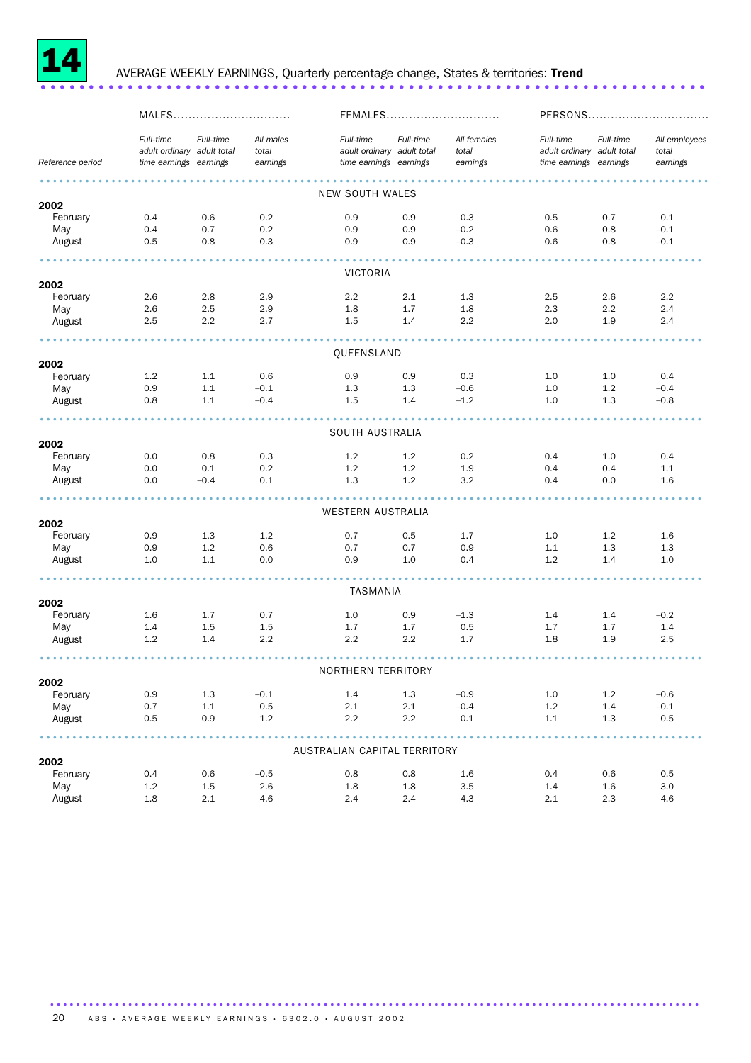# 14 AVERAGE WEEKLY EARNINGS, Quarterly percentage change, States & territories: **Trend**

| | MALES | | | FEMALES | | | PERSONS | | |
|---|---|---|---|---|---|---|---|---|---|
| Reference period | *Full-time adult ordinary time earnings* | *Full-time adult total earnings* | *All males total earnings* | *Full-time adult ordinary time earnings* | *Full-time adult total earnings* | *All females total earnings* | *Full-time adult ordinary time earnings* | *Full-time adult total earnings* | *All employees total earnings* |
| | | | | NEW SOUTH WALES | | | | | |
| **2002** | | | | | | | | | |
| February | 0.4 | 0.6 | 0.2 | 0.9 | 0.9 | 0.3 | 0.5 | 0.7 | 0.1 |
| May | 0.4 | 0.7 | 0.2 | 0.9 | 0.9 | –0.2 | 0.6 | 0.8 | –0.1 |
| August | 0.5 | 0.8 | 0.3 | 0.9 | 0.9 | –0.3 | 0.6 | 0.8 | –0.1 |
| | | | | VICTORIA | | | | | |
| **2002** | | | | | | | | | |
| February | 2.6 | 2.8 | 2.9 | 2.2 | 2.1 | 1.3 | 2.5 | 2.6 | 2.2 |
| May | 2.6 | 2.5 | 2.9 | 1.8 | 1.7 | 1.8 | 2.3 | 2.2 | 2.4 |
| August | 2.5 | 2.2 | 2.7 | 1.5 | 1.4 | 2.2 | 2.0 | 1.9 | 2.4 |
| | | | | QUEENSLAND | | | | | |
| **2002** | | | | | | | | | |
| February | 1.2 | 1.1 | 0.6 | 0.9 | 0.9 | 0.3 | 1.0 | 1.0 | 0.4 |
| May | 0.9 | 1.1 | –0.1 | 1.3 | 1.3 | –0.6 | 1.0 | 1.2 | –0.4 |
| August | 0.8 | 1.1 | –0.4 | 1.5 | 1.4 | –1.2 | 1.0 | 1.3 | –0.8 |
| | | | | SOUTH AUSTRALIA | | | | | |
| **2002** | | | | | | | | | |
| February | 0.0 | 0.8 | 0.3 | 1.2 | 1.2 | 0.2 | 0.4 | 1.0 | 0.4 |
| May | 0.0 | 0.1 | 0.2 | 1.2 | 1.2 | 1.9 | 0.4 | 0.4 | 1.1 |
| August | 0.0 | –0.4 | 0.1 | 1.3 | 1.2 | 3.2 | 0.4 | 0.0 | 1.6 |
| | | | | WESTERN AUSTRALIA | | | | | |
| **2002** | | | | | | | | | |
| February | 0.9 | 1.3 | 1.2 | 0.7 | 0.5 | 1.7 | 1.0 | 1.2 | 1.6 |
| May | 0.9 | 1.2 | 0.6 | 0.7 | 0.7 | 0.9 | 1.1 | 1.3 | 1.3 |
| August | 1.0 | 1.1 | 0.0 | 0.9 | 1.0 | 0.4 | 1.2 | 1.4 | 1.0 |
| | | | | TASMANIA | | | | | |
| **2002** | | | | | | | | | |
| February | 1.6 | 1.7 | 0.7 | 1.0 | 0.9 | –1.3 | 1.4 | 1.4 | –0.2 |
| May | 1.4 | 1.5 | 1.5 | 1.7 | 1.7 | 0.5 | 1.7 | 1.7 | 1.4 |
| August | 1.2 | 1.4 | 2.2 | 2.2 | 2.2 | 1.7 | 1.8 | 1.9 | 2.5 |
| | | | | NORTHERN TERRITORY | | | | | |
| **2002** | | | | | | | | | |
| February | 0.9 | 1.3 | –0.1 | 1.4 | 1.3 | –0.9 | 1.0 | 1.2 | –0.6 |
| May | 0.7 | 1.1 | 0.5 | 2.1 | 2.1 | –0.4 | 1.2 | 1.4 | –0.1 |
| August | 0.5 | 0.9 | 1.2 | 2.2 | 2.2 | 0.1 | 1.1 | 1.3 | 0.5 |
| | | | | AUSTRALIAN CAPITAL TERRITORY | | | | | |
| **2002** | | | | | | | | | |
| February | 0.4 | 0.6 | –0.5 | 0.8 | 0.8 | 1.6 | 0.4 | 0.6 | 0.5 |
| May | 1.2 | 1.5 | 2.6 | 1.8 | 1.8 | 3.5 | 1.4 | 1.6 | 3.0 |
| August | 1.8 | 2.1 | 4.6 | 2.4 | 2.4 | 4.3 | 2.1 | 2.3 | 4.6 |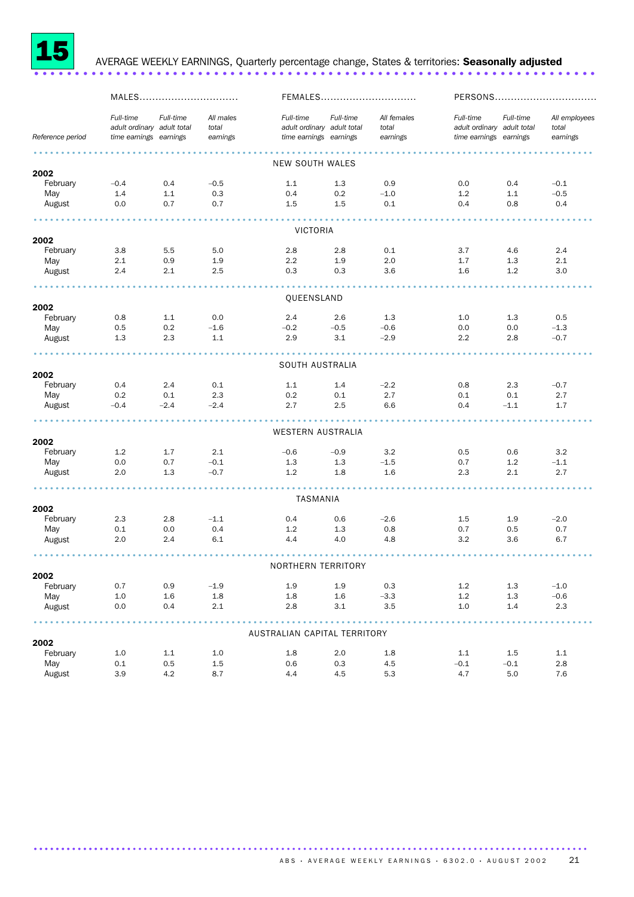# 15 AVERAGE WEEKLY EARNINGS, Quarterly percentage change, States & territories: **Seasonally adjusted**

| Reference period | MALES | | | FEMALES | | | PERSONS | | |
|---|---|---|---|---|---|---|---|---|---|
| | *Full-time adult ordinary time earnings* | *Full-time adult total earnings* | *All males total earnings* | *Full-time adult ordinary time earnings* | *Full-time adult total earnings* | *All females total earnings* | *Full-time adult ordinary time earnings* | *Full-time adult total earnings* | *All employees total earnings* |
| | | | | NEW SOUTH WALES | | | | | |
| **2002** | | | | | | | | | |
| February | –0.4 | 0.4 | –0.5 | 1.1 | 1.3 | 0.9 | 0.0 | 0.4 | –0.1 |
| May | 1.4 | 1.1 | 0.3 | 0.4 | 0.2 | –1.0 | 1.2 | 1.1 | –0.5 |
| August | 0.0 | 0.7 | 0.7 | 1.5 | 1.5 | 0.1 | 0.4 | 0.8 | 0.4 |
| | | | | VICTORIA | | | | | |
| **2002** | | | | | | | | | |
| February | 3.8 | 5.5 | 5.0 | 2.8 | 2.8 | 0.1 | 3.7 | 4.6 | 2.4 |
| May | 2.1 | 0.9 | 1.9 | 2.2 | 1.9 | 2.0 | 1.7 | 1.3 | 2.1 |
| August | 2.4 | 2.1 | 2.5 | 0.3 | 0.3 | 3.6 | 1.6 | 1.2 | 3.0 |
| | | | | QUEENSLAND | | | | | |
| **2002** | | | | | | | | | |
| February | 0.8 | 1.1 | 0.0 | 2.4 | 2.6 | 1.3 | 1.0 | 1.3 | 0.5 |
| May | 0.5 | 0.2 | –1.6 | –0.2 | –0.5 | –0.6 | 0.0 | 0.0 | –1.3 |
| August | 1.3 | 2.3 | 1.1 | 2.9 | 3.1 | –2.9 | 2.2 | 2.8 | –0.7 |
| | | | | SOUTH AUSTRALIA | | | | | |
| **2002** | | | | | | | | | |
| February | 0.4 | 2.4 | 0.1 | 1.1 | 1.4 | –2.2 | 0.8 | 2.3 | –0.7 |
| May | 0.2 | 0.1 | 2.3 | 0.2 | 0.1 | 2.7 | 0.1 | 0.1 | 2.7 |
| August | –0.4 | –2.4 | –2.4 | 2.7 | 2.5 | 6.6 | 0.4 | –1.1 | 1.7 |
| | | | | WESTERN AUSTRALIA | | | | | |
| **2002** | | | | | | | | | |
| February | 1.2 | 1.7 | 2.1 | –0.6 | –0.9 | 3.2 | 0.5 | 0.6 | 3.2 |
| May | 0.0 | 0.7 | –0.1 | 1.3 | 1.3 | –1.5 | 0.7 | 1.2 | –1.1 |
| August | 2.0 | 1.3 | –0.7 | 1.2 | 1.8 | 1.6 | 2.3 | 2.1 | 2.7 |
| | | | | TASMANIA | | | | | |
| **2002** | | | | | | | | | |
| February | 2.3 | 2.8 | –1.1 | 0.4 | 0.6 | –2.6 | 1.5 | 1.9 | –2.0 |
| May | 0.1 | 0.0 | 0.4 | 1.2 | 1.3 | 0.8 | 0.7 | 0.5 | 0.7 |
| August | 2.0 | 2.4 | 6.1 | 4.4 | 4.0 | 4.8 | 3.2 | 3.6 | 6.7 |
| | | | | NORTHERN TERRITORY | | | | | |
| **2002** | | | | | | | | | |
| February | 0.7 | 0.9 | –1.9 | 1.9 | 1.9 | 0.3 | 1.2 | 1.3 | –1.0 |
| May | 1.0 | 1.6 | 1.8 | 1.8 | 1.6 | –3.3 | 1.2 | 1.3 | –0.6 |
| August | 0.0 | 0.4 | 2.1 | 2.8 | 3.1 | 3.5 | 1.0 | 1.4 | 2.3 |
| | | | | AUSTRALIAN CAPITAL TERRITORY | | | | | |
| **2002** | | | | | | | | | |
| February | 1.0 | 1.1 | 1.0 | 1.8 | 2.0 | 1.8 | 1.1 | 1.5 | 1.1 |
| May | 0.1 | 0.5 | 1.5 | 0.6 | 0.3 | 4.5 | –0.1 | –0.1 | 2.8 |
| August | 3.9 | 4.2 | 8.7 | 4.4 | 4.5 | 5.3 | 4.7 | 5.0 | 7.6 |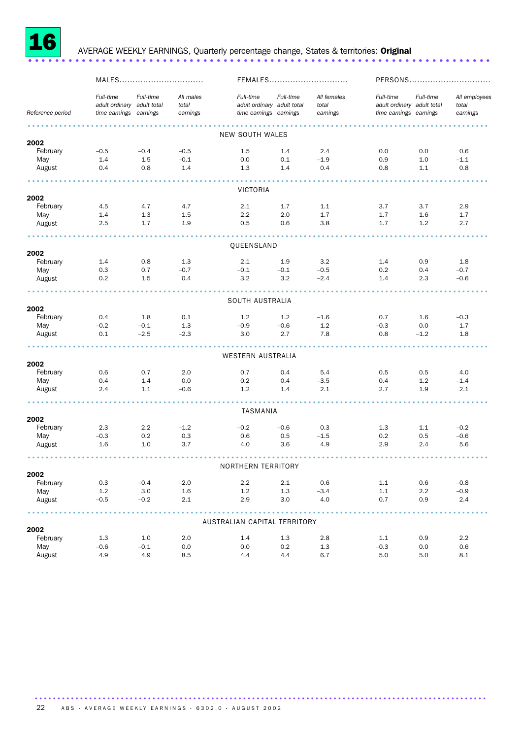# 16 AVERAGE WEEKLY EARNINGS, Quarterly percentage change, States & territories: **Original**

| | MALES | | | FEMALES | | | PERSONS | | |
|---|---|---|---|---|---|---|---|---|---|
| Reference period | *Full-time adult ordinary time earnings* | *Full-time adult total earnings* | *All males total earnings* | *Full-time adult ordinary time earnings* | *Full-time adult total earnings* | *All females total earnings* | *Full-time adult ordinary time earnings* | *Full-time adult total earnings* | *All employees total earnings* |
| **NEW SOUTH WALES** | | | | | | | | | |
| **2002** | | | | | | | | | |
| February | –0.5 | –0.4 | –0.5 | 1.5 | 1.4 | 2.4 | 0.0 | 0.0 | 0.6 |
| May | 1.4 | 1.5 | –0.1 | 0.0 | 0.1 | –1.9 | 0.9 | 1.0 | –1.1 |
| August | 0.4 | 0.8 | 1.4 | 1.3 | 1.4 | 0.4 | 0.8 | 1.1 | 0.8 |
| **VICTORIA** | | | | | | | | | |
| **2002** | | | | | | | | | |
| February | 4.5 | 4.7 | 4.7 | 2.1 | 1.7 | 1.1 | 3.7 | 3.7 | 2.9 |
| May | 1.4 | 1.3 | 1.5 | 2.2 | 2.0 | 1.7 | 1.7 | 1.6 | 1.7 |
| August | 2.5 | 1.7 | 1.9 | 0.5 | 0.6 | 3.8 | 1.7 | 1.2 | 2.7 |
| **QUEENSLAND** | | | | | | | | | |
| **2002** | | | | | | | | | |
| February | 1.4 | 0.8 | 1.3 | 2.1 | 1.9 | 3.2 | 1.4 | 0.9 | 1.8 |
| May | 0.3 | 0.7 | –0.7 | –0.1 | –0.1 | –0.5 | 0.2 | 0.4 | –0.7 |
| August | 0.2 | 1.5 | 0.4 | 3.2 | 3.2 | –2.4 | 1.4 | 2.3 | –0.6 |
| **SOUTH AUSTRALIA** | | | | | | | | | |
| **2002** | | | | | | | | | |
| February | 0.4 | 1.8 | 0.1 | 1.2 | 1.2 | –1.6 | 0.7 | 1.6 | –0.3 |
| May | –0.2 | –0.1 | 1.3 | –0.9 | –0.6 | 1.2 | –0.3 | 0.0 | 1.7 |
| August | 0.1 | –2.5 | –2.3 | 3.0 | 2.7 | 7.8 | 0.8 | –1.2 | 1.8 |
| **WESTERN AUSTRALIA** | | | | | | | | | |
| **2002** | | | | | | | | | |
| February | 0.6 | 0.7 | 2.0 | 0.7 | 0.4 | 5.4 | 0.5 | 0.5 | 4.0 |
| May | 0.4 | 1.4 | 0.0 | 0.2 | 0.4 | –3.5 | 0.4 | 1.2 | –1.4 |
| August | 2.4 | 1.1 | –0.6 | 1.2 | 1.4 | 2.1 | 2.7 | 1.9 | 2.1 |
| **TASMANIA** | | | | | | | | | |
| **2002** | | | | | | | | | |
| February | 2.3 | 2.2 | –1.2 | –0.2 | –0.6 | 0.3 | 1.3 | 1.1 | –0.2 |
| May | –0.3 | 0.2 | 0.3 | 0.6 | 0.5 | –1.5 | 0.2 | 0.5 | –0.6 |
| August | 1.6 | 1.0 | 3.7 | 4.0 | 3.6 | 4.9 | 2.9 | 2.4 | 5.6 |
| **NORTHERN TERRITORY** | | | | | | | | | |
| **2002** | | | | | | | | | |
| February | 0.3 | –0.4 | –2.0 | 2.2 | 2.1 | 0.6 | 1.1 | 0.6 | –0.8 |
| May | 1.2 | 3.0 | 1.6 | 1.2 | 1.3 | –3.4 | 1.1 | 2.2 | –0.9 |
| August | –0.5 | –0.2 | 2.1 | 2.9 | 3.0 | 4.0 | 0.7 | 0.9 | 2.4 |
| **AUSTRALIAN CAPITAL TERRITORY** | | | | | | | | | |
| **2002** | | | | | | | | | |
| February | 1.3 | 1.0 | 2.0 | 1.4 | 1.3 | 2.8 | 1.1 | 0.9 | 2.2 |
| May | –0.6 | –0.1 | 0.0 | 0.0 | 0.2 | 1.3 | –0.3 | 0.0 | 0.6 |
| August | 4.9 | 4.9 | 8.5 | 4.4 | 4.4 | 6.7 | 5.0 | 5.0 | 8.1 |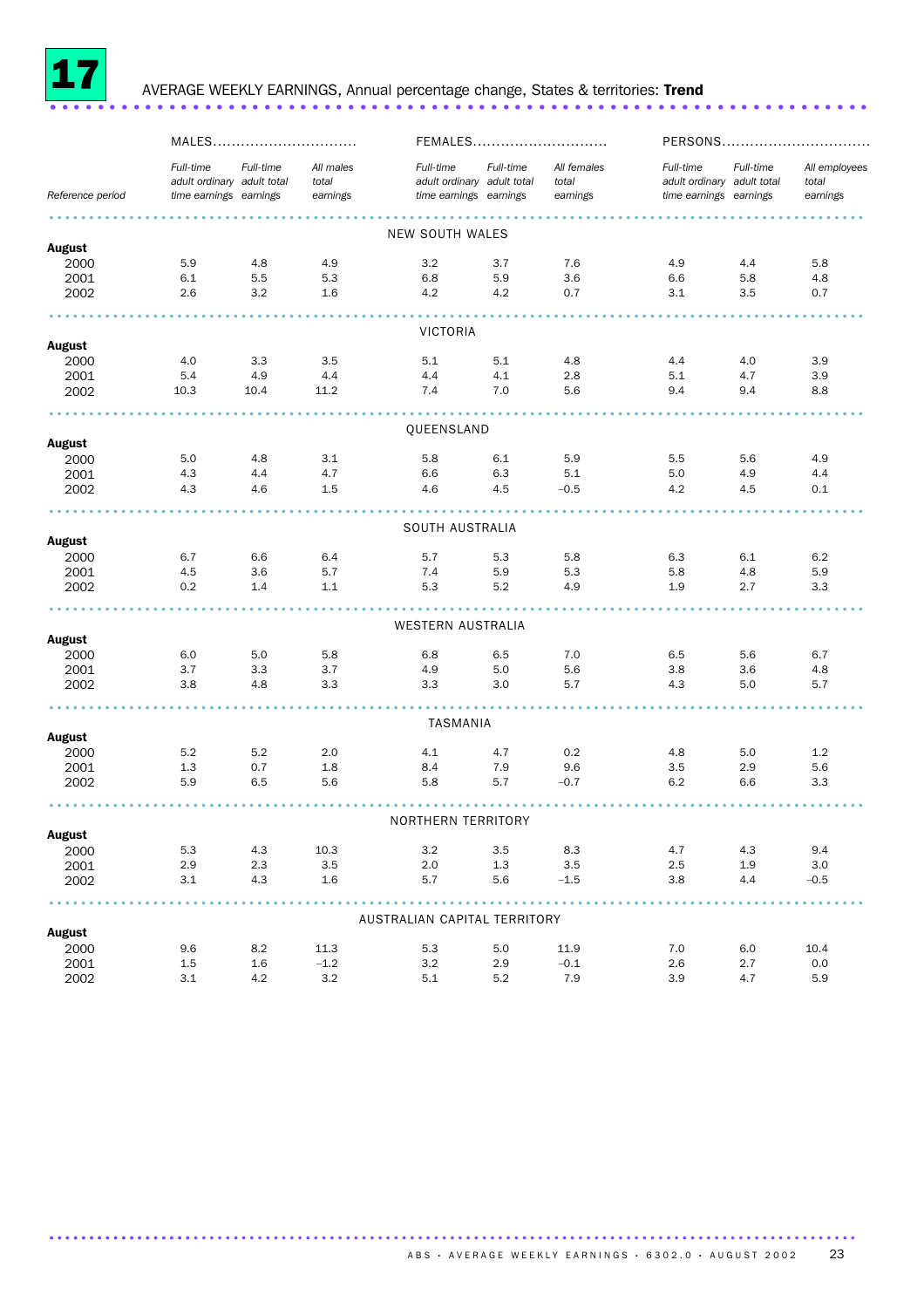# 17 AVERAGE WEEKLY EARNINGS, Annual percentage change, States & territories: **Trend**

| Reference period | MALES | | | FEMALES | | | PERSONS | | |
|---|---|---|---|---|---|---|---|---|---|
| | *Full-time adult ordinary time earnings* | *Full-time adult total earnings* | *All males total earnings* | *Full-time adult ordinary time earnings* | *Full-time adult total earnings* | *All females total earnings* | *Full-time adult ordinary time earnings* | *Full-time adult total earnings* | *All employees total earnings* |
| | | | | NEW SOUTH WALES | | | | | |
| **August** | | | | | | | | | |
| 2000 | 5.9 | 4.8 | 4.9 | 3.2 | 3.7 | 7.6 | 4.9 | 4.4 | 5.8 |
| 2001 | 6.1 | 5.5 | 5.3 | 6.8 | 5.9 | 3.6 | 6.6 | 5.8 | 4.8 |
| 2002 | 2.6 | 3.2 | 1.6 | 4.2 | 4.2 | 0.7 | 3.1 | 3.5 | 0.7 |
| | | | | VICTORIA | | | | | |
| **August** | | | | | | | | | |
| 2000 | 4.0 | 3.3 | 3.5 | 5.1 | 5.1 | 4.8 | 4.4 | 4.0 | 3.9 |
| 2001 | 5.4 | 4.9 | 4.4 | 4.4 | 4.1 | 2.8 | 5.1 | 4.7 | 3.9 |
| 2002 | 10.3 | 10.4 | 11.2 | 7.4 | 7.0 | 5.6 | 9.4 | 9.4 | 8.8 |
| | | | | QUEENSLAND | | | | | |
| **August** | | | | | | | | | |
| 2000 | 5.0 | 4.8 | 3.1 | 5.8 | 6.1 | 5.9 | 5.5 | 5.6 | 4.9 |
| 2001 | 4.3 | 4.4 | 4.7 | 6.6 | 6.3 | 5.1 | 5.0 | 4.9 | 4.4 |
| 2002 | 4.3 | 4.6 | 1.5 | 4.6 | 4.5 | −0.5 | 4.2 | 4.5 | 0.1 |
| | | | | SOUTH AUSTRALIA | | | | | |
| **August** | | | | | | | | | |
| 2000 | 6.7 | 6.6 | 6.4 | 5.7 | 5.3 | 5.8 | 6.3 | 6.1 | 6.2 |
| 2001 | 4.5 | 3.6 | 5.7 | 7.4 | 5.9 | 5.3 | 5.8 | 4.8 | 5.9 |
| 2002 | 0.2 | 1.4 | 1.1 | 5.3 | 5.2 | 4.9 | 1.9 | 2.7 | 3.3 |
| | | | | WESTERN AUSTRALIA | | | | | |
| **August** | | | | | | | | | |
| 2000 | 6.0 | 5.0 | 5.8 | 6.8 | 6.5 | 7.0 | 6.5 | 5.6 | 6.7 |
| 2001 | 3.7 | 3.3 | 3.7 | 4.9 | 5.0 | 5.6 | 3.8 | 3.6 | 4.8 |
| 2002 | 3.8 | 4.8 | 3.3 | 3.3 | 3.0 | 5.7 | 4.3 | 5.0 | 5.7 |
| | | | | TASMANIA | | | | | |
| **August** | | | | | | | | | |
| 2000 | 5.2 | 5.2 | 2.0 | 4.1 | 4.7 | 0.2 | 4.8 | 5.0 | 1.2 |
| 2001 | 1.3 | 0.7 | 1.8 | 8.4 | 7.9 | 9.6 | 3.5 | 2.9 | 5.6 |
| 2002 | 5.9 | 6.5 | 5.6 | 5.8 | 5.7 | −0.7 | 6.2 | 6.6 | 3.3 |
| | | | | NORTHERN TERRITORY | | | | | |
| **August** | | | | | | | | | |
| 2000 | 5.3 | 4.3 | 10.3 | 3.2 | 3.5 | 8.3 | 4.7 | 4.3 | 9.4 |
| 2001 | 2.9 | 2.3 | 3.5 | 2.0 | 1.3 | 3.5 | 2.5 | 1.9 | 3.0 |
| 2002 | 3.1 | 4.3 | 1.6 | 5.7 | 5.6 | −1.5 | 3.8 | 4.4 | −0.5 |
| | | | | AUSTRALIAN CAPITAL TERRITORY | | | | | |
| **August** | | | | | | | | | |
| 2000 | 9.6 | 8.2 | 11.3 | 5.3 | 5.0 | 11.9 | 7.0 | 6.0 | 10.4 |
| 2001 | 1.5 | 1.6 | −1.2 | 3.2 | 2.9 | −0.1 | 2.6 | 2.7 | 0.0 |
| 2002 | 3.1 | 4.2 | 3.2 | 5.1 | 5.2 | 7.9 | 3.9 | 4.7 | 5.9 |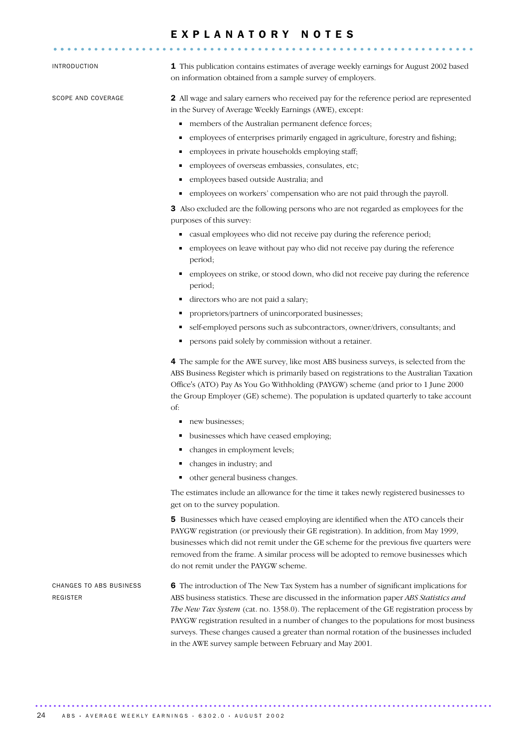# EXPLANATORY NOTES

## INTRODUCTION

**1** This publication contains estimates of average weekly earnings for August 2002 based on information obtained from a sample survey of employers.

## SCOPE AND COVERAGE

**2** All wage and salary earners who received pay for the reference period are represented in the Survey of Average Weekly Earnings (AWE), except:

- members of the Australian permanent defence forces;
- employees of enterprises primarily engaged in agriculture, forestry and fishing;
- employees in private households employing staff;
- employees of overseas embassies, consulates, etc;
- employees based outside Australia; and
- employees on workers' compensation who are not paid through the payroll.

**3** Also excluded are the following persons who are not regarded as employees for the purposes of this survey:

- casual employees who did not receive pay during the reference period;
- employees on leave without pay who did not receive pay during the reference period;
- employees on strike, or stood down, who did not receive pay during the reference period;
- directors who are not paid a salary;
- proprietors/partners of unincorporated businesses;
- self-employed persons such as subcontractors, owner/drivers, consultants; and
- persons paid solely by commission without a retainer.

**4** The sample for the AWE survey, like most ABS business surveys, is selected from the ABS Business Register which is primarily based on registrations to the Australian Taxation Office's (ATO) Pay As You Go Withholding (PAYGW) scheme (and prior to 1 June 2000 the Group Employer (GE) scheme). The population is updated quarterly to take account of:

- new businesses;
- businesses which have ceased employing;
- changes in employment levels;
- changes in industry; and
- other general business changes.

The estimates include an allowance for the time it takes newly registered businesses to get on to the survey population.

**5** Businesses which have ceased employing are identified when the ATO cancels their PAYGW registration (or previously their GE registration). In addition, from May 1999, businesses which did not remit under the GE scheme for the previous five quarters were removed from the frame. A similar process will be adopted to remove businesses which do not remit under the PAYGW scheme.

## CHANGES TO ABS BUSINESS REGISTER

**6** The introduction of The New Tax System has a number of significant implications for ABS business statistics. These are discussed in the information paper *ABS Statistics and The New Tax System* (cat. no. 1358.0). The replacement of the GE registration process by PAYGW registration resulted in a number of changes to the populations for most business surveys. These changes caused a greater than normal rotation of the businesses included in the AWE survey sample between February and May 2001.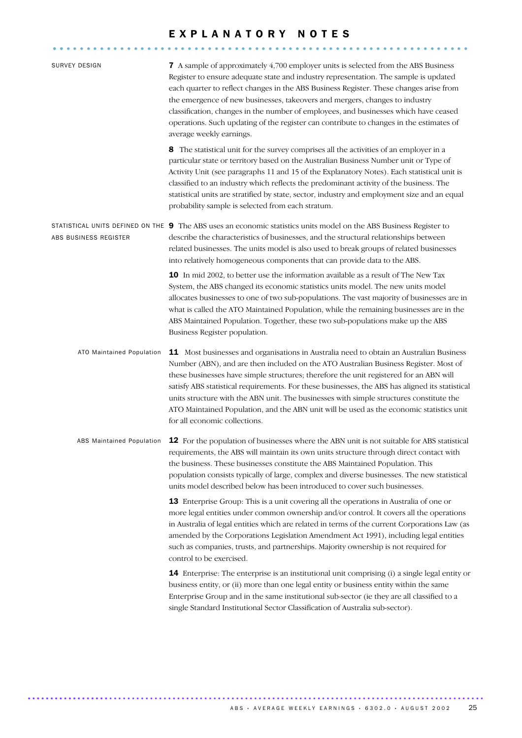# EXPLANATORY NOTES

## SURVEY DESIGN

**7** A sample of approximately 4,700 employer units is selected from the ABS Business Register to ensure adequate state and industry representation. The sample is updated each quarter to reflect changes in the ABS Business Register. These changes arise from the emergence of new businesses, takeovers and mergers, changes to industry classification, changes in the number of employees, and businesses which have ceased operations. Such updating of the register can contribute to changes in the estimates of average weekly earnings.

**8** The statistical unit for the survey comprises all the activities of an employer in a particular state or territory based on the Australian Business Number unit or Type of Activity Unit (see paragraphs 11 and 15 of the Explanatory Notes). Each statistical unit is classified to an industry which reflects the predominant activity of the business. The statistical units are stratified by state, sector, industry and employment size and an equal probability sample is selected from each stratum.

## STATISTICAL UNITS DEFINED ON THE ABS BUSINESS REGISTER

**9** The ABS uses an economic statistics units model on the ABS Business Register to describe the characteristics of businesses, and the structural relationships between related businesses. The units model is also used to break groups of related businesses into relatively homogeneous components that can provide data to the ABS.

**10** In mid 2002, to better use the information available as a result of The New Tax System, the ABS changed its economic statistics units model. The new units model allocates businesses to one of two sub-populations. The vast majority of businesses are in what is called the ATO Maintained Population, while the remaining businesses are in the ABS Maintained Population. Together, these two sub-populations make up the ABS Business Register population.

### ATO Maintained Population

**11** Most businesses and organisations in Australia need to obtain an Australian Business Number (ABN), and are then included on the ATO Australian Business Register. Most of these businesses have simple structures; therefore the unit registered for an ABN will satisfy ABS statistical requirements. For these businesses, the ABS has aligned its statistical units structure with the ABN unit. The businesses with simple structures constitute the ATO Maintained Population, and the ABN unit will be used as the economic statistics unit for all economic collections.

### ABS Maintained Population

**12** For the population of businesses where the ABN unit is not suitable for ABS statistical requirements, the ABS will maintain its own units structure through direct contact with the business. These businesses constitute the ABS Maintained Population. This population consists typically of large, complex and diverse businesses. The new statistical units model described below has been introduced to cover such businesses.

**13** Enterprise Group: This is a unit covering all the operations in Australia of one or more legal entities under common ownership and/or control. It covers all the operations in Australia of legal entities which are related in terms of the current Corporations Law (as amended by the Corporations Legislation Amendment Act 1991), including legal entities such as companies, trusts, and partnerships. Majority ownership is not required for control to be exercised.

**14** Enterprise: The enterprise is an institutional unit comprising (i) a single legal entity or business entity, or (ii) more than one legal entity or business entity within the same Enterprise Group and in the same institutional sub-sector (ie they are all classified to a single Standard Institutional Sector Classification of Australia sub-sector).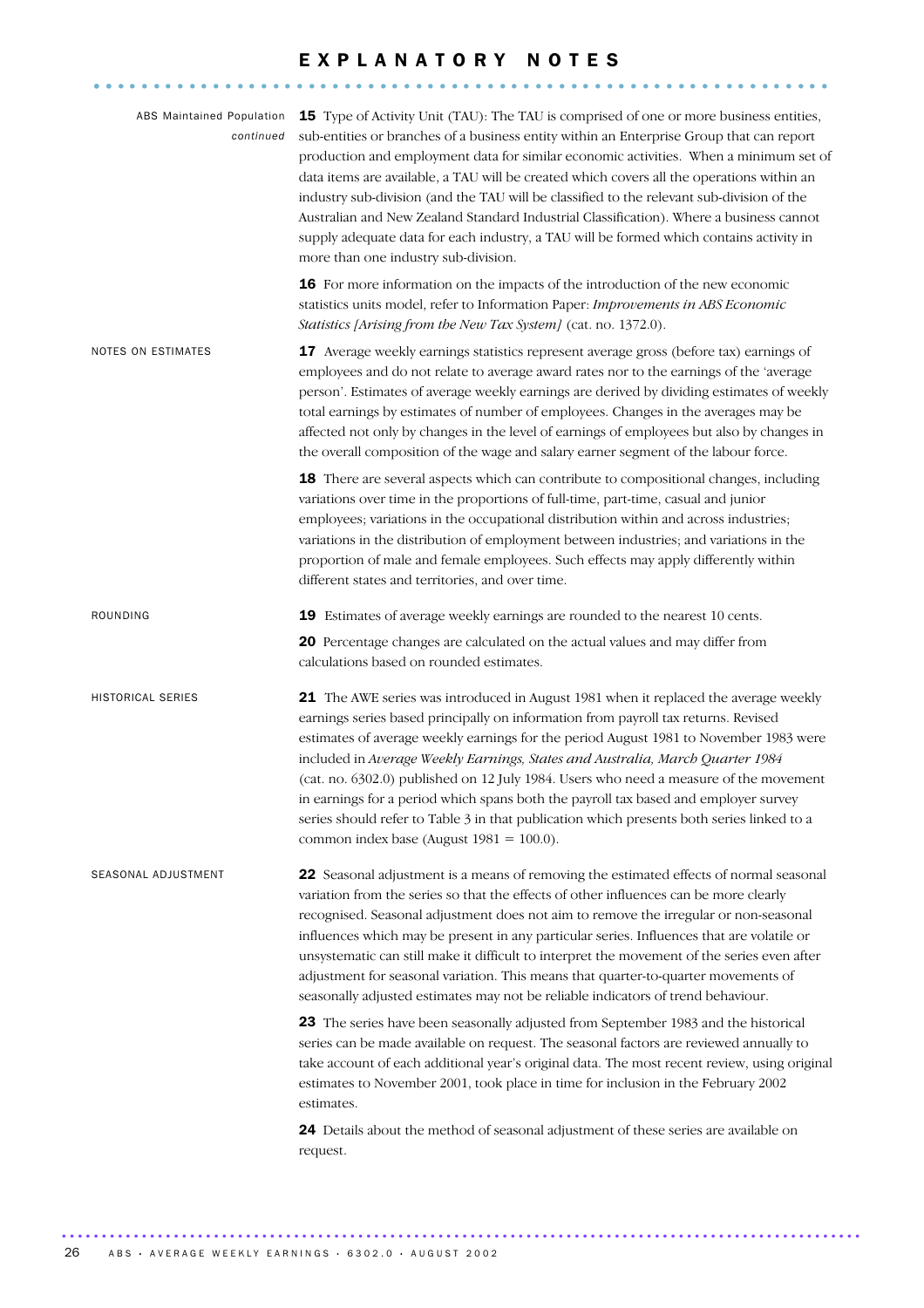# EXPLANATORY NOTES

ABS Maintained Population *continued*

**15** Type of Activity Unit (TAU): The TAU is comprised of one or more business entities, sub-entities or branches of a business entity within an Enterprise Group that can report production and employment data for similar economic activities. When a minimum set of data items are available, a TAU will be created which covers all the operations within an industry sub-division (and the TAU will be classified to the relevant sub-division of the Australian and New Zealand Standard Industrial Classification). Where a business cannot supply adequate data for each industry, a TAU will be formed which contains activity in more than one industry sub-division.

**16** For more information on the impacts of the introduction of the new economic statistics units model, refer to Information Paper: *Improvements in ABS Economic Statistics [Arising from the New Tax System]* (cat. no. 1372.0).

## NOTES ON ESTIMATES

**17** Average weekly earnings statistics represent average gross (before tax) earnings of employees and do not relate to average award rates nor to the earnings of the 'average person'. Estimates of average weekly earnings are derived by dividing estimates of weekly total earnings by estimates of number of employees. Changes in the averages may be affected not only by changes in the level of earnings of employees but also by changes in the overall composition of the wage and salary earner segment of the labour force.

**18** There are several aspects which can contribute to compositional changes, including variations over time in the proportions of full-time, part-time, casual and junior employees; variations in the occupational distribution within and across industries; variations in the distribution of employment between industries; and variations in the proportion of male and female employees. Such effects may apply differently within different states and territories, and over time.

## ROUNDING

**19** Estimates of average weekly earnings are rounded to the nearest 10 cents.

**20** Percentage changes are calculated on the actual values and may differ from calculations based on rounded estimates.

## HISTORICAL SERIES

**21** The AWE series was introduced in August 1981 when it replaced the average weekly earnings series based principally on information from payroll tax returns. Revised estimates of average weekly earnings for the period August 1981 to November 1983 were included in *Average Weekly Earnings, States and Australia, March Quarter 1984* (cat. no. 6302.0) published on 12 July 1984. Users who need a measure of the movement in earnings for a period which spans both the payroll tax based and employer survey series should refer to Table 3 in that publication which presents both series linked to a common index base (August 1981 = 100.0).

## SEASONAL ADJUSTMENT

**22** Seasonal adjustment is a means of removing the estimated effects of normal seasonal variation from the series so that the effects of other influences can be more clearly recognised. Seasonal adjustment does not aim to remove the irregular or non-seasonal influences which may be present in any particular series. Influences that are volatile or unsystematic can still make it difficult to interpret the movement of the series even after adjustment for seasonal variation. This means that quarter-to-quarter movements of seasonally adjusted estimates may not be reliable indicators of trend behaviour.

**23** The series have been seasonally adjusted from September 1983 and the historical series can be made available on request. The seasonal factors are reviewed annually to take account of each additional year's original data. The most recent review, using original estimates to November 2001, took place in time for inclusion in the February 2002 estimates.

**24** Details about the method of seasonal adjustment of these series are available on request.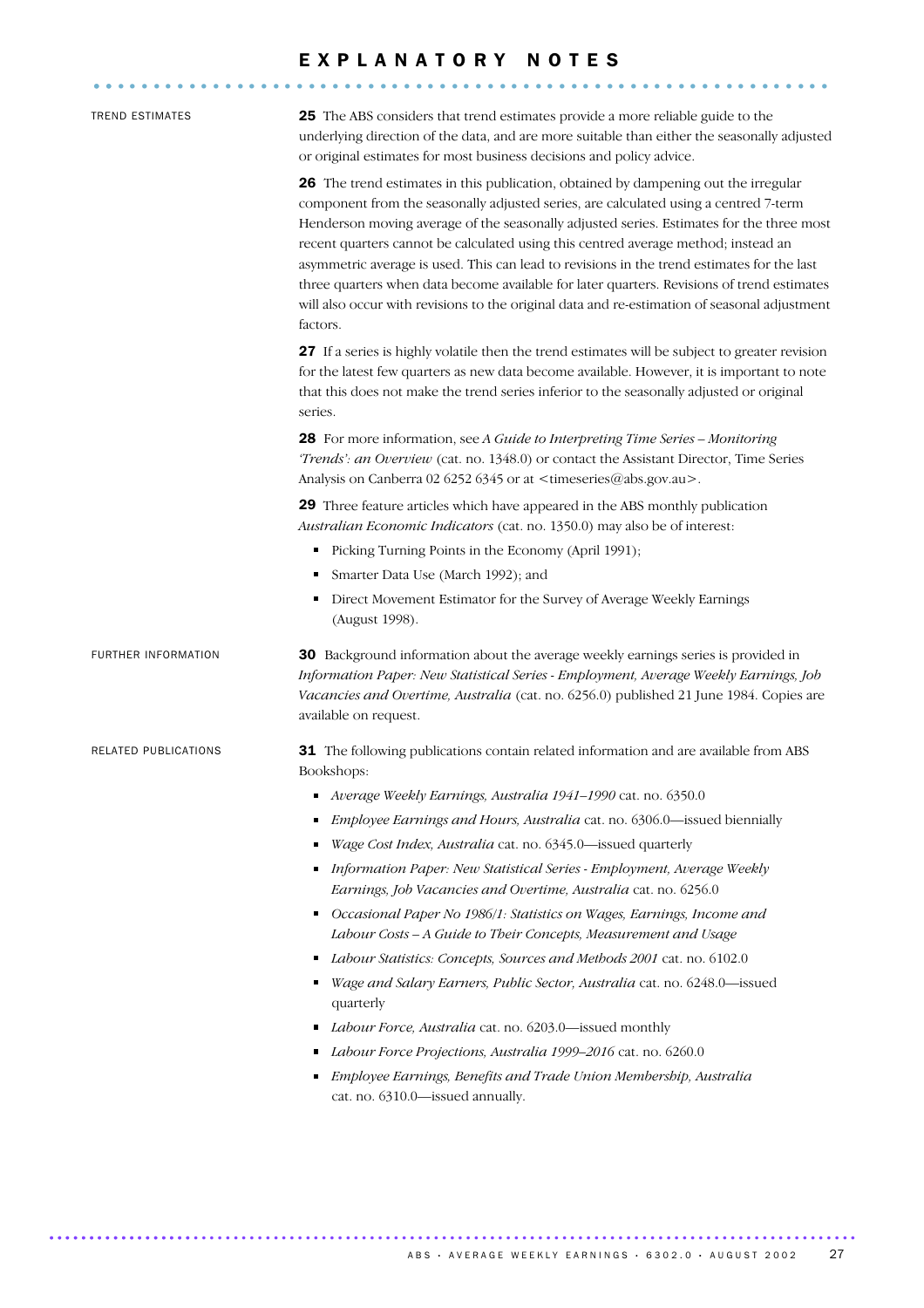# EXPLANATORY NOTES

## TREND ESTIMATES

**25** The ABS considers that trend estimates provide a more reliable guide to the underlying direction of the data, and are more suitable than either the seasonally adjusted or original estimates for most business decisions and policy advice.

**26** The trend estimates in this publication, obtained by dampening out the irregular component from the seasonally adjusted series, are calculated using a centred 7-term Henderson moving average of the seasonally adjusted series. Estimates for the three most recent quarters cannot be calculated using this centred average method; instead an asymmetric average is used. This can lead to revisions in the trend estimates for the last three quarters when data become available for later quarters. Revisions of trend estimates will also occur with revisions to the original data and re-estimation of seasonal adjustment factors.

**27** If a series is highly volatile then the trend estimates will be subject to greater revision for the latest few quarters as new data become available. However, it is important to note that this does not make the trend series inferior to the seasonally adjusted or original series.

**28** For more information, see *A Guide to Interpreting Time Series – Monitoring 'Trends': an Overview* (cat. no. 1348.0) or contact the Assistant Director, Time Series Analysis on Canberra 02 6252 6345 or at <timeseries@abs.gov.au>.

**29** Three feature articles which have appeared in the ABS monthly publication *Australian Economic Indicators* (cat. no. 1350.0) may also be of interest:

- Picking Turning Points in the Economy (April 1991);
- Smarter Data Use (March 1992); and
- Direct Movement Estimator for the Survey of Average Weekly Earnings (August 1998).

## FURTHER INFORMATION

**30** Background information about the average weekly earnings series is provided in *Information Paper: New Statistical Series - Employment, Average Weekly Earnings, Job Vacancies and Overtime, Australia* (cat. no. 6256.0) published 21 June 1984. Copies are available on request.

## RELATED PUBLICATIONS

**31** The following publications contain related information and are available from ABS Bookshops:

- *Average Weekly Earnings, Australia 1941–1990* cat. no. 6350.0
- *Employee Earnings and Hours, Australia* cat. no. 6306.0—issued biennially
- *Wage Cost Index, Australia* cat. no. 6345.0—issued quarterly
- *Information Paper: New Statistical Series - Employment, Average Weekly Earnings, Job Vacancies and Overtime, Australia* cat. no. 6256.0
- *Occasional Paper No 1986/1: Statistics on Wages, Earnings, Income and Labour Costs – A Guide to Their Concepts, Measurement and Usage*
- *Labour Statistics: Concepts, Sources and Methods 2001* cat. no. 6102.0
- *Wage and Salary Earners, Public Sector, Australia* cat. no. 6248.0—issued quarterly
- *Labour Force, Australia* cat. no. 6203.0—issued monthly
- *Labour Force Projections, Australia 1999–2016* cat. no. 6260.0
- *Employee Earnings, Benefits and Trade Union Membership, Australia* cat. no. 6310.0—issued annually.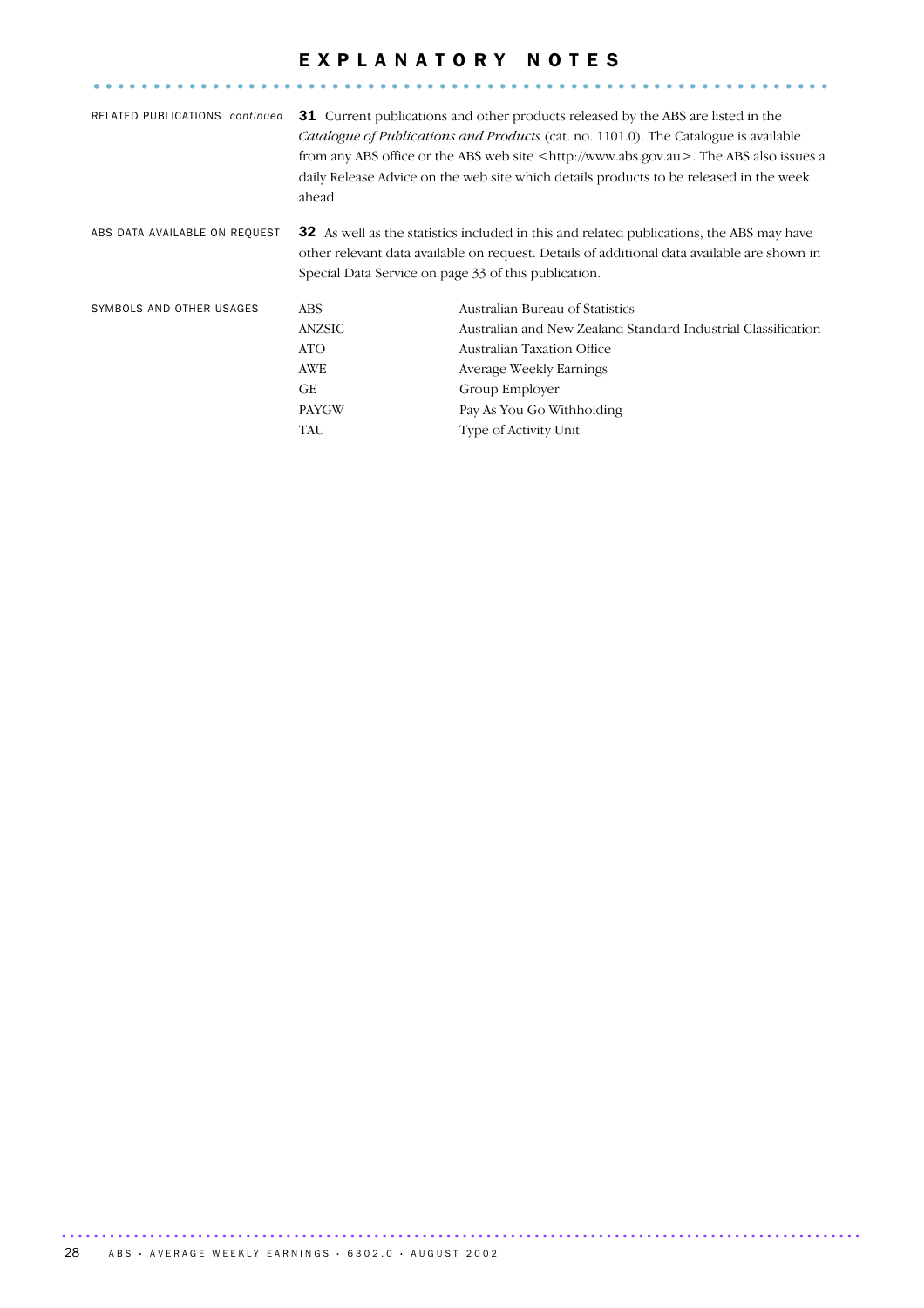# EXPLANATORY NOTES

**RELATED PUBLICATIONS** *continued*

**31** Current publications and other products released by the ABS are listed in the *Catalogue of Publications and Products* (cat. no. 1101.0). The Catalogue is available from any ABS office or the ABS web site <http://www.abs.gov.au>. The ABS also issues a daily Release Advice on the web site which details products to be released in the week ahead.

**ABS DATA AVAILABLE ON REQUEST**

**32** As well as the statistics included in this and related publications, the ABS may have other relevant data available on request. Details of additional data available are shown in Special Data Service on page 33 of this publication.

**SYMBOLS AND OTHER USAGES**

| | |
|---|---|
| ABS | Australian Bureau of Statistics |
| ANZSIC | Australian and New Zealand Standard Industrial Classification |
| ATO | Australian Taxation Office |
| AWE | Average Weekly Earnings |
| GE | Group Employer |
| PAYGW | Pay As You Go Withholding |
| TAU | Type of Activity Unit |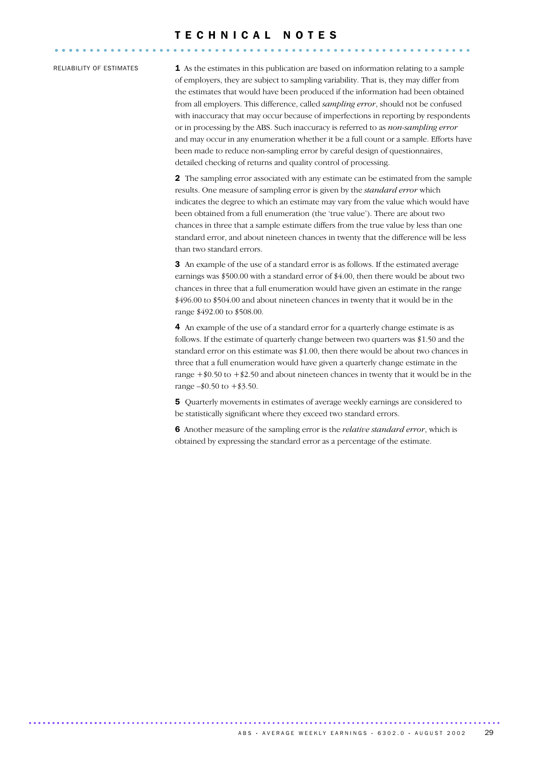# TECHNICAL NOTES

## RELIABILITY OF ESTIMATES

**1** As the estimates in this publication are based on information relating to a sample of employers, they are subject to sampling variability. That is, they may differ from the estimates that would have been produced if the information had been obtained from all employers. This difference, called *sampling error*, should not be confused with inaccuracy that may occur because of imperfections in reporting by respondents or in processing by the ABS. Such inaccuracy is referred to as *non-sampling error* and may occur in any enumeration whether it be a full count or a sample. Efforts have been made to reduce non-sampling error by careful design of questionnaires, detailed checking of returns and quality control of processing.

**2** The sampling error associated with any estimate can be estimated from the sample results. One measure of sampling error is given by the *standard error* which indicates the degree to which an estimate may vary from the value which would have been obtained from a full enumeration (the 'true value'). There are about two chances in three that a sample estimate differs from the true value by less than one standard error, and about nineteen chances in twenty that the difference will be less than two standard errors.

**3** An example of the use of a standard error is as follows. If the estimated average earnings was $500.00 with a standard error of $4.00, then there would be about two chances in three that a full enumeration would have given an estimate in the range $496.00 to $504.00 and about nineteen chances in twenty that it would be in the range $492.00 to $508.00.

**4** An example of the use of a standard error for a quarterly change estimate is as follows. If the estimate of quarterly change between two quarters was $1.50 and the standard error on this estimate was $1.00, then there would be about two chances in three that a full enumeration would have given a quarterly change estimate in the range +$0.50 to +$2.50 and about nineteen chances in twenty that it would be in the range –$0.50 to +$3.50.

**5** Quarterly movements in estimates of average weekly earnings are considered to be statistically significant where they exceed two standard errors.

**6** Another measure of the sampling error is the *relative standard error*, which is obtained by expressing the standard error as a percentage of the estimate.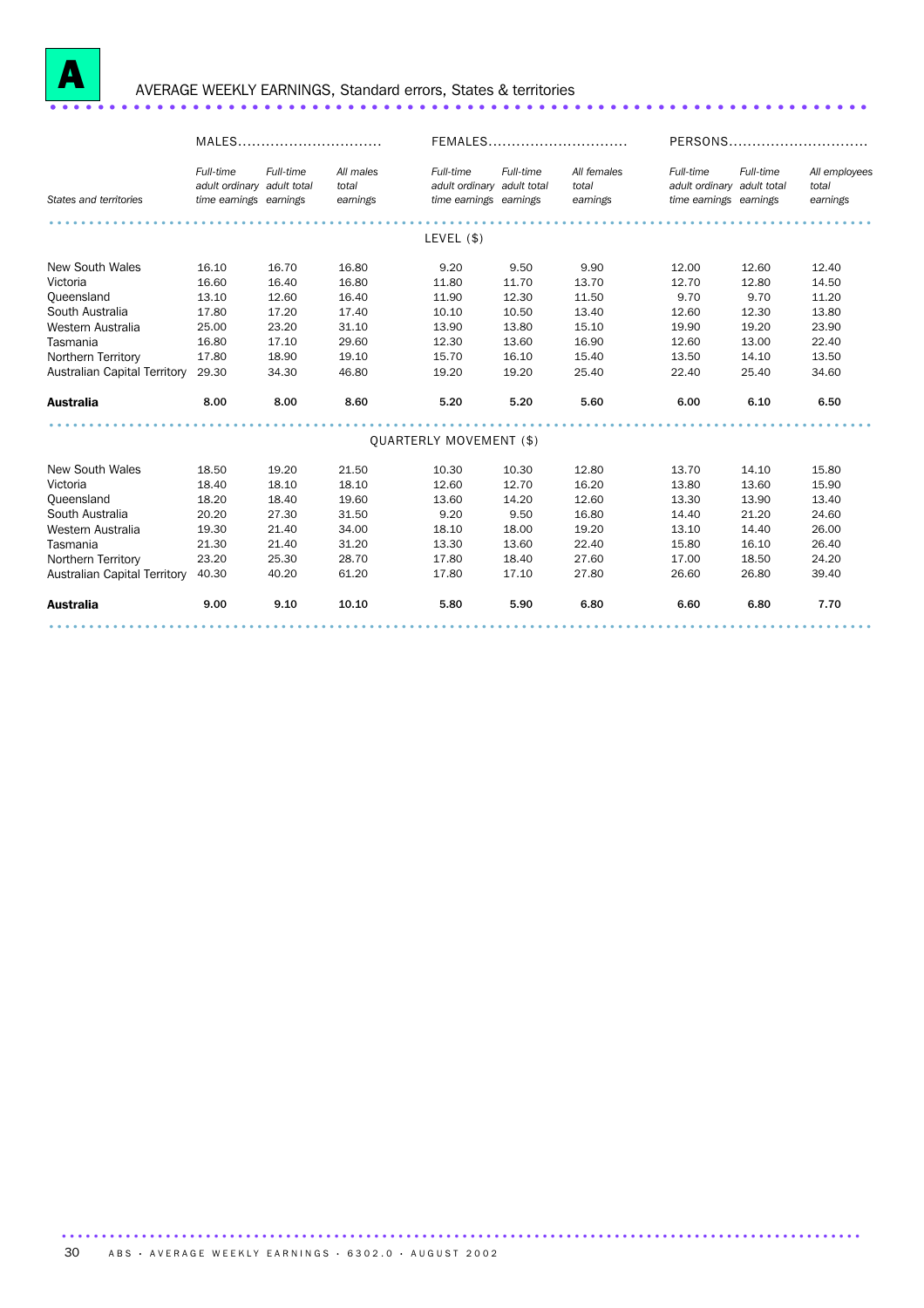# A AVERAGE WEEKLY EARNINGS, Standard errors, States & territories

| States and territories | MALES Full-time adult ordinary time earnings | MALES Full-time adult total earnings | MALES All males total earnings | FEMALES Full-time adult ordinary time earnings | FEMALES Full-time adult total earnings | FEMALES All females total earnings | PERSONS Full-time adult ordinary time earnings | PERSONS Full-time adult total earnings | PERSONS All employees total earnings |
|---|---|---|---|---|---|---|---|---|---|
| | | | | | LEVEL ($) | | | | |
| New South Wales | 16.10 | 16.70 | 16.80 | 9.20 | 9.50 | 9.90 | 12.00 | 12.60 | 12.40 |
| Victoria | 16.60 | 16.40 | 16.80 | 11.80 | 11.70 | 13.70 | 12.70 | 12.80 | 14.50 |
| Queensland | 13.10 | 12.60 | 16.40 | 11.90 | 12.30 | 11.50 | 9.70 | 9.70 | 11.20 |
| South Australia | 17.80 | 17.20 | 17.40 | 10.10 | 10.50 | 13.40 | 12.60 | 12.30 | 13.80 |
| Western Australia | 25.00 | 23.20 | 31.10 | 13.90 | 13.80 | 15.10 | 19.90 | 19.20 | 23.90 |
| Tasmania | 16.80 | 17.10 | 29.60 | 12.30 | 13.60 | 16.90 | 12.60 | 13.00 | 22.40 |
| Northern Territory | 17.80 | 18.90 | 19.10 | 15.70 | 16.10 | 15.40 | 13.50 | 14.10 | 13.50 |
| Australian Capital Territory | 29.30 | 34.30 | 46.80 | 19.20 | 19.20 | 25.40 | 22.40 | 25.40 | 34.60 |
| **Australia** | **8.00** | **8.00** | **8.60** | **5.20** | **5.20** | **5.60** | **6.00** | **6.10** | **6.50** |
| | | | | | QUARTERLY MOVEMENT ($) | | | | |
| New South Wales | 18.50 | 19.20 | 21.50 | 10.30 | 10.30 | 12.80 | 13.70 | 14.10 | 15.80 |
| Victoria | 18.40 | 18.10 | 18.10 | 12.60 | 12.70 | 16.20 | 13.80 | 13.60 | 15.90 |
| Queensland | 18.20 | 18.40 | 19.60 | 13.60 | 14.20 | 12.60 | 13.30 | 13.90 | 13.40 |
| South Australia | 20.20 | 27.30 | 31.50 | 9.20 | 9.50 | 16.80 | 14.40 | 21.20 | 24.60 |
| Western Australia | 19.30 | 21.40 | 34.00 | 18.10 | 18.00 | 19.20 | 13.10 | 14.40 | 26.00 |
| Tasmania | 21.30 | 21.40 | 31.20 | 13.30 | 13.60 | 22.40 | 15.80 | 16.10 | 26.40 |
| Northern Territory | 23.20 | 25.30 | 28.70 | 17.80 | 18.40 | 27.60 | 17.00 | 18.50 | 24.20 |
| Australian Capital Territory | 40.30 | 40.20 | 61.20 | 17.80 | 17.10 | 27.80 | 26.60 | 26.80 | 39.40 |
| **Australia** | **9.00** | **9.10** | **10.10** | **5.80** | **5.90** | **6.80** | **6.60** | **6.80** | **7.70** |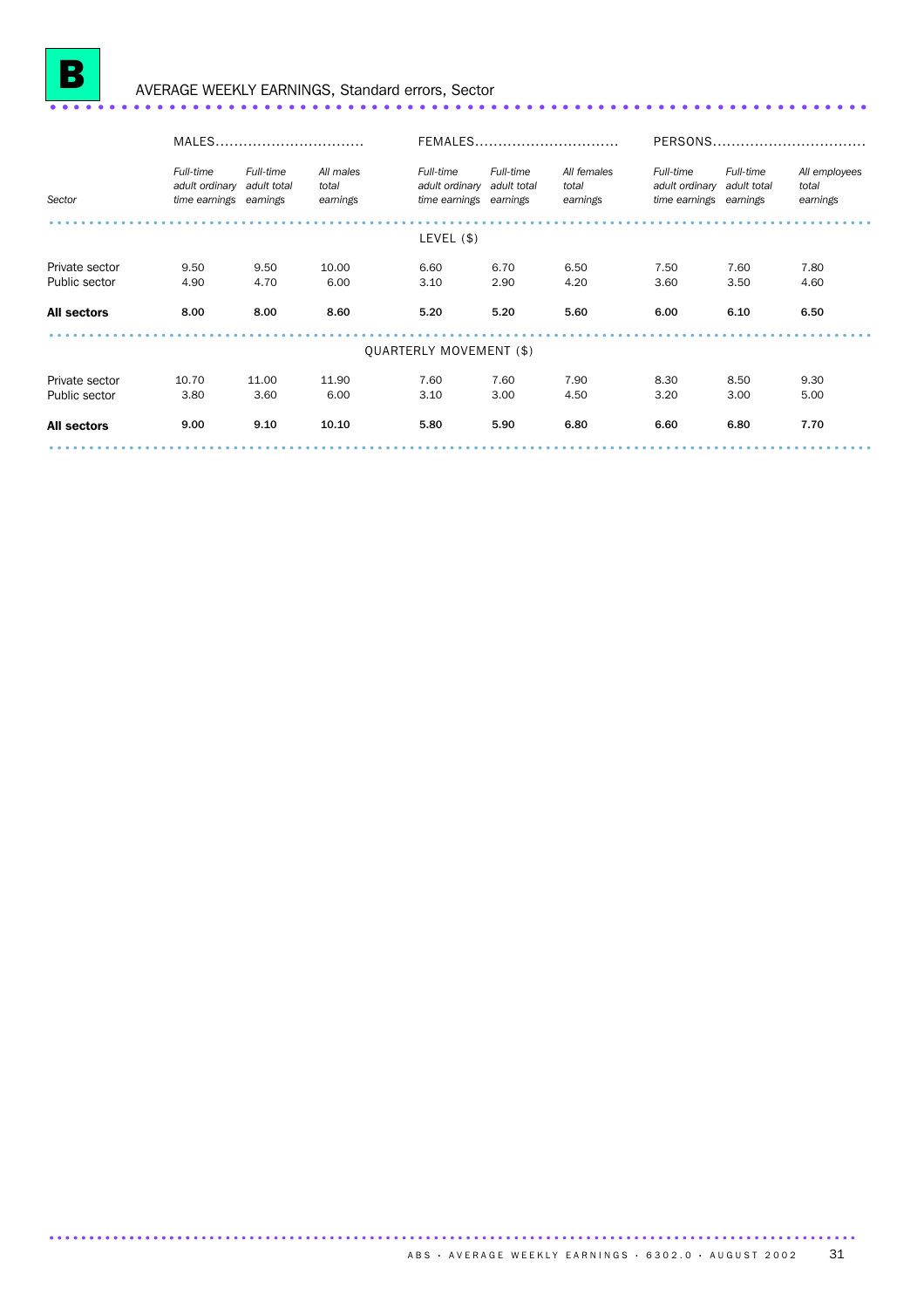# B AVERAGE WEEKLY EARNINGS, Standard errors, Sector

| Sector | MALES | | | FEMALES | | | PERSONS | | |
|---|---|---|---|---|---|---|---|---|---|
| | *Full-time adult ordinary time earnings* | *Full-time adult total earnings* | *All males total earnings* | *Full-time adult ordinary time earnings* | *Full-time adult total earnings* | *All females total earnings* | *Full-time adult ordinary time earnings* | *Full-time adult total earnings* | *All employees total earnings* |
| | | | | LEVEL ($) | | | | | |
| Private sector | 9.50 | 9.50 | 10.00 | 6.60 | 6.70 | 6.50 | 7.50 | 7.60 | 7.80 |
| Public sector | 4.90 | 4.70 | 6.00 | 3.10 | 2.90 | 4.20 | 3.60 | 3.50 | 4.60 |
| **All sectors** | **8.00** | **8.00** | **8.60** | **5.20** | **5.20** | **5.60** | **6.00** | **6.10** | **6.50** |
| | | | | QUARTERLY MOVEMENT ($) | | | | | |
| Private sector | 10.70 | 11.00 | 11.90 | 7.60 | 7.60 | 7.90 | 8.30 | 8.50 | 9.30 |
| Public sector | 3.80 | 3.60 | 6.00 | 3.10 | 3.00 | 4.50 | 3.20 | 3.00 | 5.00 |
| **All sectors** | **9.00** | **9.10** | **10.10** | **5.80** | **5.90** | **6.80** | **6.60** | **6.80** | **7.70** |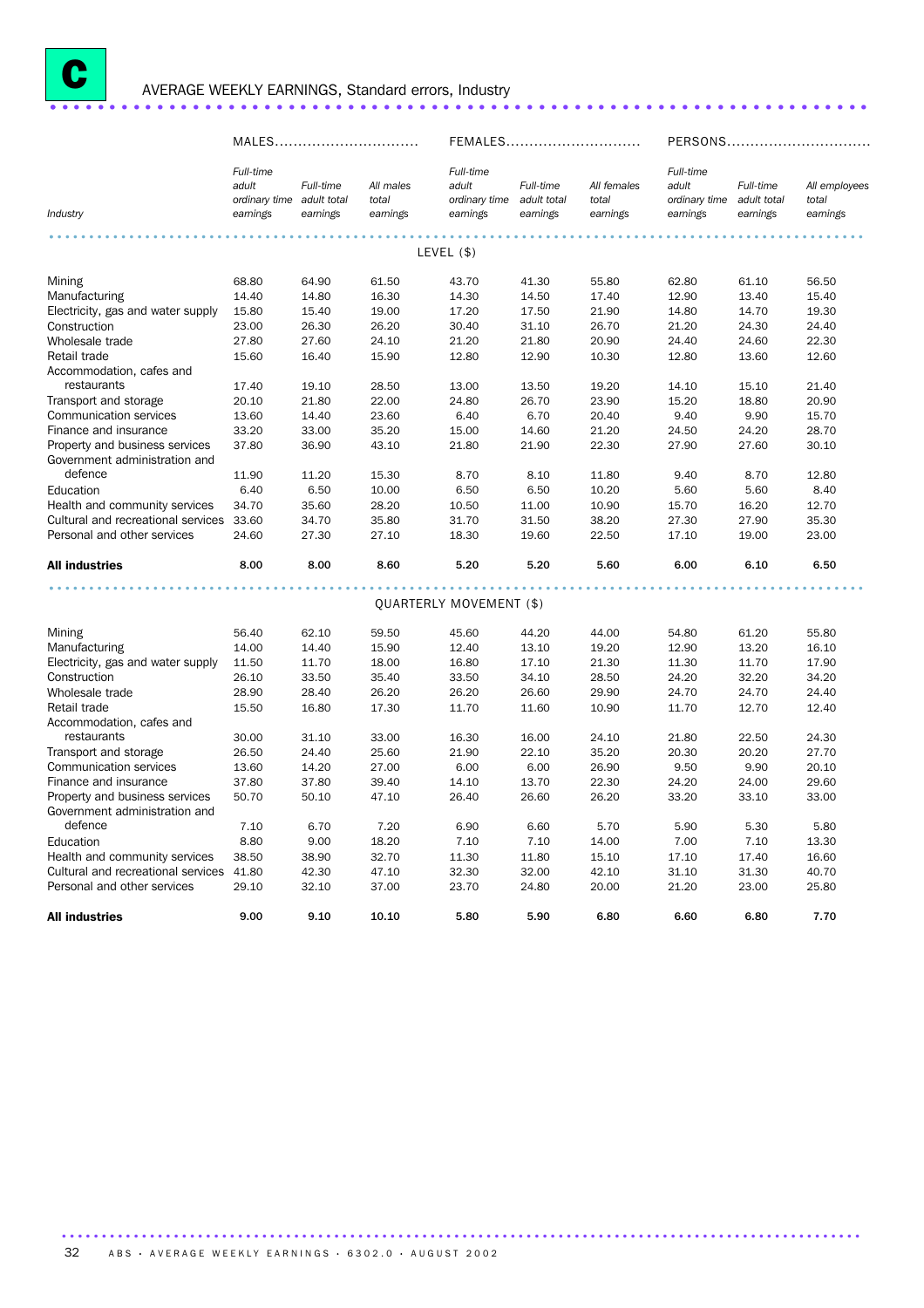# C AVERAGE WEEKLY EARNINGS, Standard errors, Industry

| Industry | MALES | | | FEMALES | | | PERSONS | | |
|---|---|---|---|---|---|---|---|---|---|
| | *Full-time adult ordinary time earnings* | *Full-time adult total earnings* | *All males total earnings* | *Full-time adult ordinary time earnings* | *Full-time adult total earnings* | *All females total earnings* | *Full-time adult ordinary time earnings* | *Full-time adult total earnings* | *All employees total earnings* |
| **LEVEL ($)** | | | | | | | | | |
| Mining | 68.80 | 64.90 | 61.50 | 43.70 | 41.30 | 55.80 | 62.80 | 61.10 | 56.50 |
| Manufacturing | 14.40 | 14.80 | 16.30 | 14.30 | 14.50 | 17.40 | 12.90 | 13.40 | 15.40 |
| Electricity, gas and water supply | 15.80 | 15.40 | 19.00 | 17.20 | 17.50 | 21.90 | 14.80 | 14.70 | 19.30 |
| Construction | 23.00 | 26.30 | 26.20 | 30.40 | 31.10 | 26.70 | 21.20 | 24.30 | 24.40 |
| Wholesale trade | 27.80 | 27.60 | 24.10 | 21.20 | 21.80 | 20.90 | 24.40 | 24.60 | 22.30 |
| Retail trade | 15.60 | 16.40 | 15.90 | 12.80 | 12.90 | 10.30 | 12.80 | 13.60 | 12.60 |
| Accommodation, cafes and restaurants | 17.40 | 19.10 | 28.50 | 13.00 | 13.50 | 19.20 | 14.10 | 15.10 | 21.40 |
| Transport and storage | 20.10 | 21.80 | 22.00 | 24.80 | 26.70 | 23.90 | 15.20 | 18.80 | 20.90 |
| Communication services | 13.60 | 14.40 | 23.60 | 6.40 | 6.70 | 20.40 | 9.40 | 9.90 | 15.70 |
| Finance and insurance | 33.20 | 33.00 | 35.20 | 15.00 | 14.60 | 21.20 | 24.50 | 24.20 | 28.70 |
| Property and business services | 37.80 | 36.90 | 43.10 | 21.80 | 21.90 | 22.30 | 27.90 | 27.60 | 30.10 |
| Government administration and defence | 11.90 | 11.20 | 15.30 | 8.70 | 8.10 | 11.80 | 9.40 | 8.70 | 12.80 |
| Education | 6.40 | 6.50 | 10.00 | 6.50 | 6.50 | 10.20 | 5.60 | 5.60 | 8.40 |
| Health and community services | 34.70 | 35.60 | 28.20 | 10.50 | 11.00 | 10.90 | 15.70 | 16.20 | 12.70 |
| Cultural and recreational services | 33.60 | 34.70 | 35.80 | 31.70 | 31.50 | 38.20 | 27.30 | 27.90 | 35.30 |
| Personal and other services | 24.60 | 27.30 | 27.10 | 18.30 | 19.60 | 22.50 | 17.10 | 19.00 | 23.00 |
| **All industries** | **8.00** | **8.00** | **8.60** | **5.20** | **5.20** | **5.60** | **6.00** | **6.10** | **6.50** |
| **QUARTERLY MOVEMENT ($)** | | | | | | | | | |
| Mining | 56.40 | 62.10 | 59.50 | 45.60 | 44.20 | 44.00 | 54.80 | 61.20 | 55.80 |
| Manufacturing | 14.00 | 14.40 | 15.90 | 12.40 | 13.10 | 19.20 | 12.90 | 13.20 | 16.10 |
| Electricity, gas and water supply | 11.50 | 11.70 | 18.00 | 16.80 | 17.10 | 21.30 | 11.30 | 11.70 | 17.90 |
| Construction | 26.10 | 33.50 | 35.40 | 33.50 | 34.10 | 28.50 | 24.20 | 32.20 | 34.20 |
| Wholesale trade | 28.90 | 28.40 | 26.20 | 26.20 | 26.60 | 29.90 | 24.70 | 24.70 | 24.40 |
| Retail trade | 15.50 | 16.80 | 17.30 | 11.70 | 11.60 | 10.90 | 11.70 | 12.70 | 12.40 |
| Accommodation, cafes and restaurants | 30.00 | 31.10 | 33.00 | 16.30 | 16.00 | 24.10 | 21.80 | 22.50 | 24.30 |
| Transport and storage | 26.50 | 24.40 | 25.60 | 21.90 | 22.10 | 35.20 | 20.30 | 20.20 | 27.70 |
| Communication services | 13.60 | 14.20 | 27.00 | 6.00 | 6.00 | 26.90 | 9.50 | 9.90 | 20.10 |
| Finance and insurance | 37.80 | 37.80 | 39.40 | 14.10 | 13.70 | 22.30 | 24.20 | 24.00 | 29.60 |
| Property and business services | 50.70 | 50.10 | 47.10 | 26.40 | 26.60 | 26.20 | 33.20 | 33.10 | 33.00 |
| Government administration and defence | 7.10 | 6.70 | 7.20 | 6.90 | 6.60 | 5.70 | 5.90 | 5.30 | 5.80 |
| Education | 8.80 | 9.00 | 18.20 | 7.10 | 7.10 | 14.00 | 7.00 | 7.10 | 13.30 |
| Health and community services | 38.50 | 38.90 | 32.70 | 11.30 | 11.80 | 15.10 | 17.10 | 17.40 | 16.60 |
| Cultural and recreational services | 41.80 | 42.30 | 47.10 | 32.30 | 32.00 | 42.10 | 31.10 | 31.30 | 40.70 |
| Personal and other services | 29.10 | 32.10 | 37.00 | 23.70 | 24.80 | 20.00 | 21.20 | 23.00 | 25.80 |
| **All industries** | **9.00** | **9.10** | **10.10** | **5.80** | **5.90** | **6.80** | **6.60** | **6.80** | **7.70** |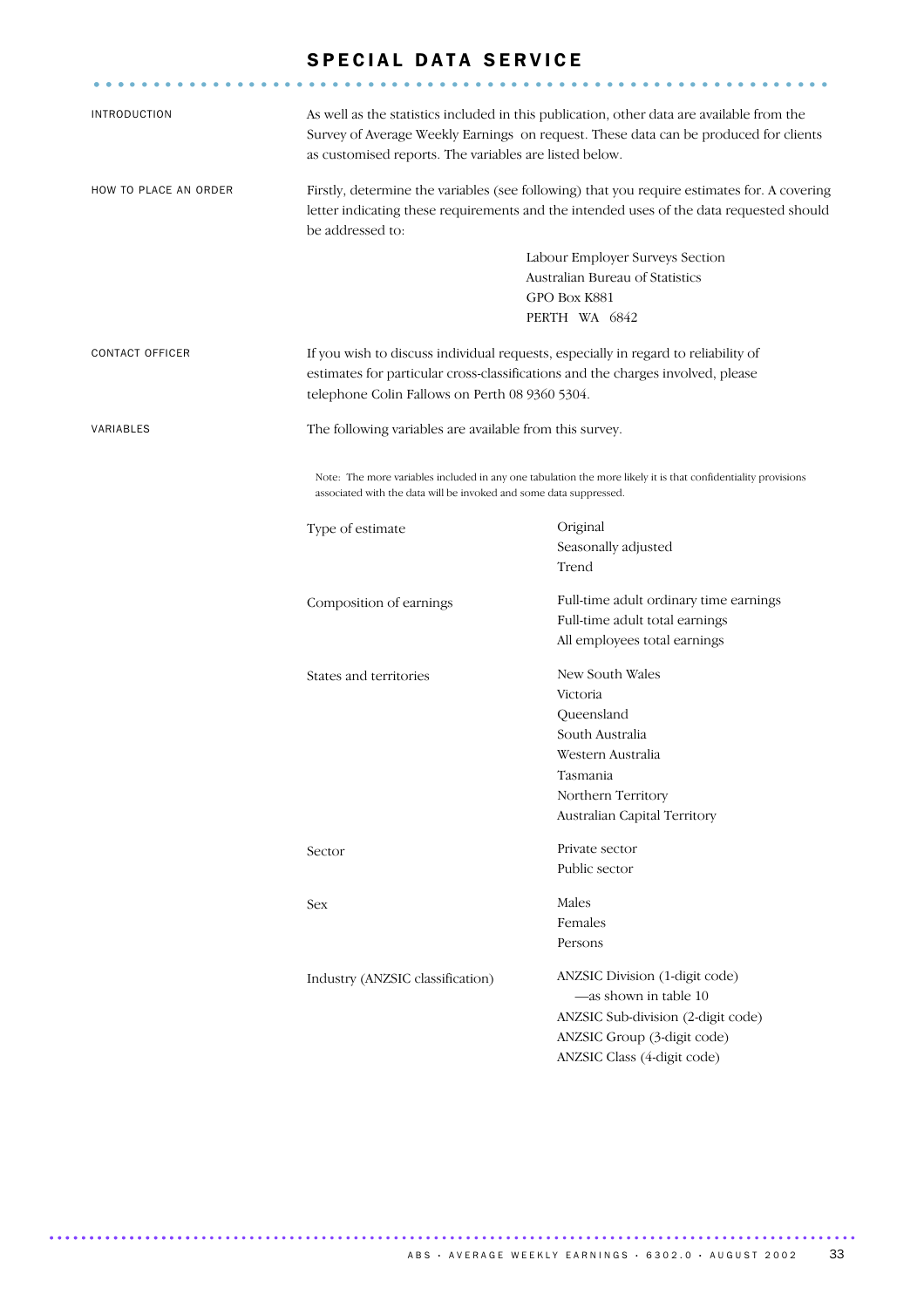# SPECIAL DATA SERVICE

INTRODUCTION

As well as the statistics included in this publication, other data are available from the Survey of Average Weekly Earnings on request. These data can be produced for clients as customised reports. The variables are listed below.

HOW TO PLACE AN ORDER

Firstly, determine the variables (see following) that you require estimates for. A covering letter indicating these requirements and the intended uses of the data requested should be addressed to:

Labour Employer Surveys Section
Australian Bureau of Statistics
GPO Box K881
PERTH WA 6842

CONTACT OFFICER

If you wish to discuss individual requests, especially in regard to reliability of estimates for particular cross-classifications and the charges involved, please telephone Colin Fallows on Perth 08 9360 5304.

VARIABLES

The following variables are available from this survey.

Note: The more variables included in any one tabulation the more likely it is that confidentiality provisions associated with the data will be invoked and some data suppressed.

| Variable | Categories |
|---|---|
| Type of estimate | Original<br>Seasonally adjusted<br>Trend |
| Composition of earnings | Full-time adult ordinary time earnings<br>Full-time adult total earnings<br>All employees total earnings |
| States and territories | New South Wales<br>Victoria<br>Queensland<br>South Australia<br>Western Australia<br>Tasmania<br>Northern Territory<br>Australian Capital Territory |
| Sector | Private sector<br>Public sector |
| Sex | Males<br>Females<br>Persons |
| Industry (ANZSIC classification) | ANZSIC Division (1-digit code)<br>—as shown in table 10<br>ANZSIC Sub-division (2-digit code)<br>ANZSIC Group (3-digit code)<br>ANZSIC Class (4-digit code) |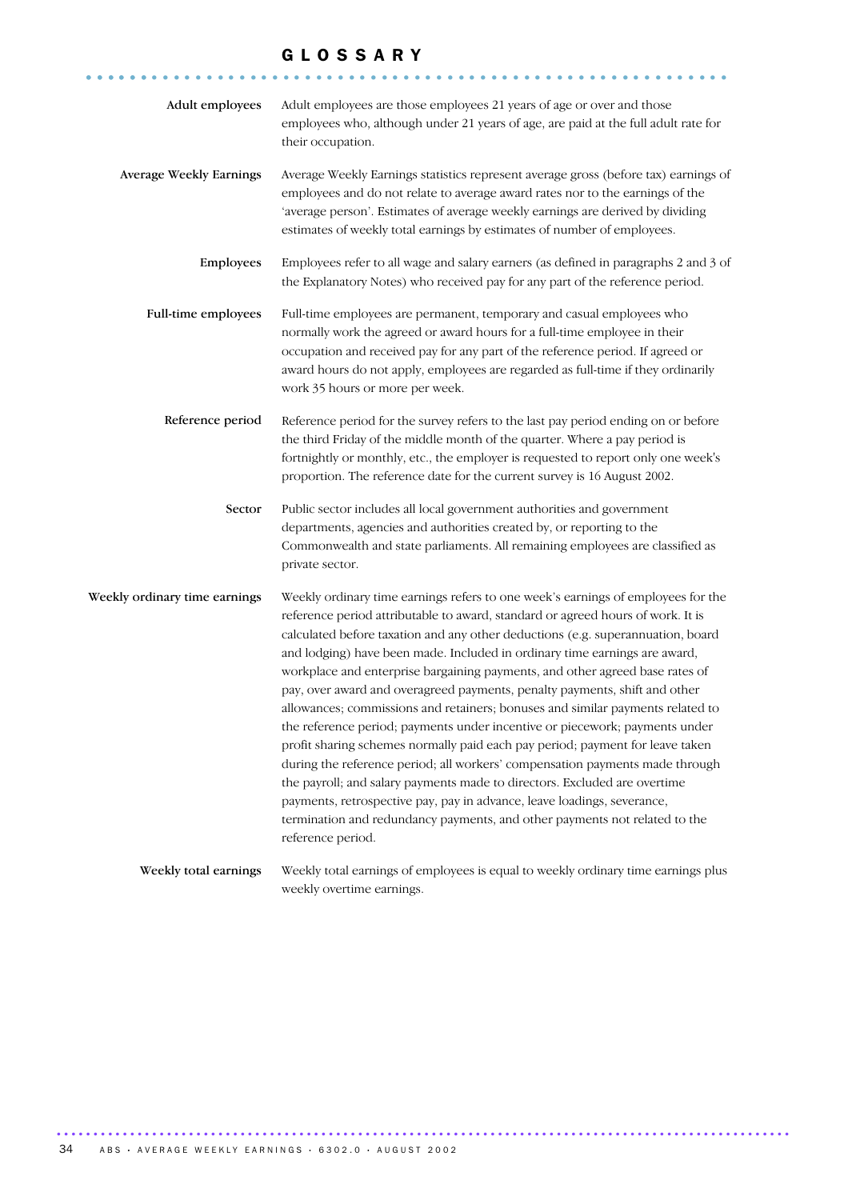# GLOSSARY

**Adult employees**
Adult employees are those employees 21 years of age or over and those employees who, although under 21 years of age, are paid at the full adult rate for their occupation.

**Average Weekly Earnings**
Average Weekly Earnings statistics represent average gross (before tax) earnings of employees and do not relate to average award rates nor to the earnings of the 'average person'. Estimates of average weekly earnings are derived by dividing estimates of weekly total earnings by estimates of number of employees.

**Employees**
Employees refer to all wage and salary earners (as defined in paragraphs 2 and 3 of the Explanatory Notes) who received pay for any part of the reference period.

**Full-time employees**
Full-time employees are permanent, temporary and casual employees who normally work the agreed or award hours for a full-time employee in their occupation and received pay for any part of the reference period. If agreed or award hours do not apply, employees are regarded as full-time if they ordinarily work 35 hours or more per week.

**Reference period**
Reference period for the survey refers to the last pay period ending on or before the third Friday of the middle month of the quarter. Where a pay period is fortnightly or monthly, etc., the employer is requested to report only one week's proportion. The reference date for the current survey is 16 August 2002.

**Sector**
Public sector includes all local government authorities and government departments, agencies and authorities created by, or reporting to the Commonwealth and state parliaments. All remaining employees are classified as private sector.

**Weekly ordinary time earnings**
Weekly ordinary time earnings refers to one week's earnings of employees for the reference period attributable to award, standard or agreed hours of work. It is calculated before taxation and any other deductions (e.g. superannuation, board and lodging) have been made. Included in ordinary time earnings are award, workplace and enterprise bargaining payments, and other agreed base rates of pay, over award and overagreed payments, penalty payments, shift and other allowances; commissions and retainers; bonuses and similar payments related to the reference period; payments under incentive or piecework; payments under profit sharing schemes normally paid each pay period; payment for leave taken during the reference period; all workers' compensation payments made through the payroll; and salary payments made to directors. Excluded are overtime payments, retrospective pay, pay in advance, leave loadings, severance, termination and redundancy payments, and other payments not related to the reference period.

**Weekly total earnings**
Weekly total earnings of employees is equal to weekly ordinary time earnings plus weekly overtime earnings.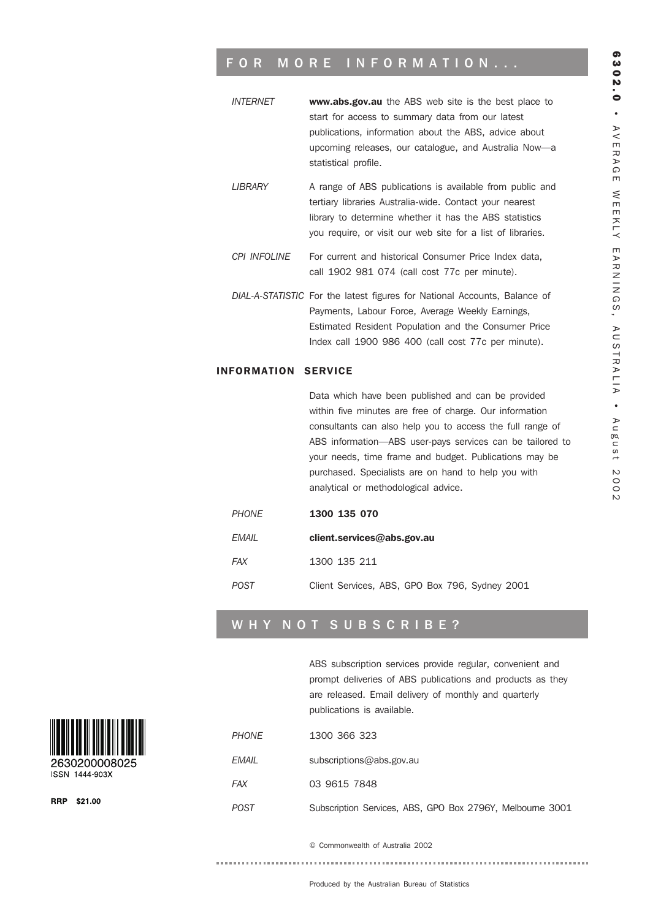## FOR MORE INFORMATION...

| | |
|---|---|
| *INTERNET* | **www.abs.gov.au** the ABS web site is the best place to start for access to summary data from our latest publications, information about the ABS, advice about upcoming releases, our catalogue, and Australia Now—a statistical profile. |
| *LIBRARY* | A range of ABS publications is available from public and tertiary libraries Australia-wide. Contact your nearest library to determine whether it has the ABS statistics you require, or visit our web site for a list of libraries. |
| *CPI INFOLINE* | For current and historical Consumer Price Index data, call 1902 981 074 (call cost 77c per minute). |
| *DIAL-A-STATISTIC* | For the latest figures for National Accounts, Balance of Payments, Labour Force, Average Weekly Earnings, Estimated Resident Population and the Consumer Price Index call 1900 986 400 (call cost 77c per minute). |

### INFORMATION SERVICE

Data which have been published and can be provided within five minutes are free of charge. Our information consultants can also help you to access the full range of ABS information—ABS user-pays services can be tailored to your needs, time frame and budget. Publications may be purchased. Specialists are on hand to help you with analytical or methodological advice.

| | |
|---|---|
| *PHONE* | **1300 135 070** |
| *EMAIL* | **client.services@abs.gov.au** |
| *FAX* | 1300 135 211 |
| *POST* | Client Services, ABS, GPO Box 796, Sydney 2001 |

## WHY NOT SUBSCRIBE?

ABS subscription services provide regular, convenient and prompt deliveries of ABS publications and products as they are released. Email delivery of monthly and quarterly publications is available.

| | |
|---|---|
| *PHONE* | 1300 366 323 |
| *EMAIL* | subscriptions@abs.gov.au |
| *FAX* | 03 9615 7848 |
| *POST* | Subscription Services, ABS, GPO Box 2796Y, Melbourne 3001 |

2630200008025
ISSN 1444-903X

**RRP $21.00**

© Commonwealth of Australia 2002

Produced by the Australian Bureau of Statistics